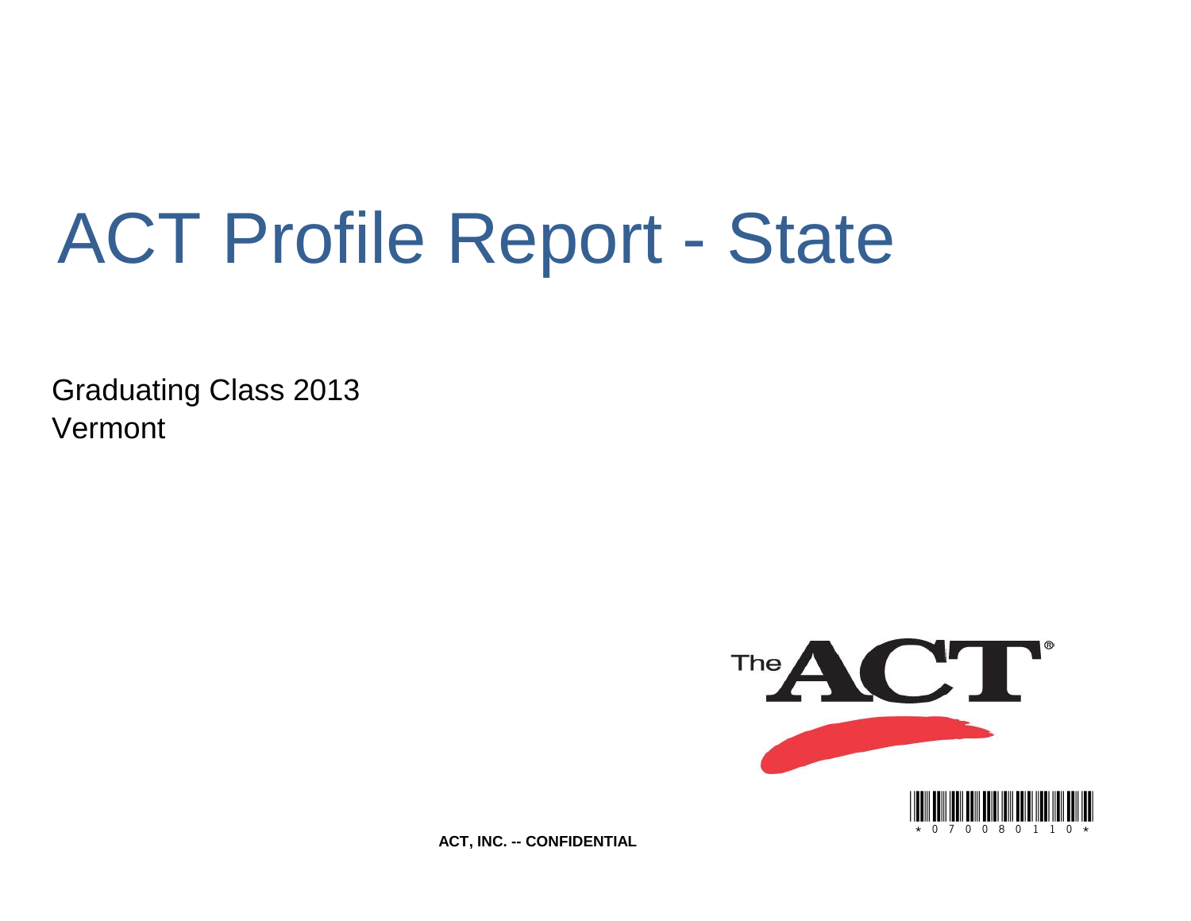# ACT Profile Report - State

Graduating Class 2013
Vermont

**ACT, INC. -- CONFIDENTIAL**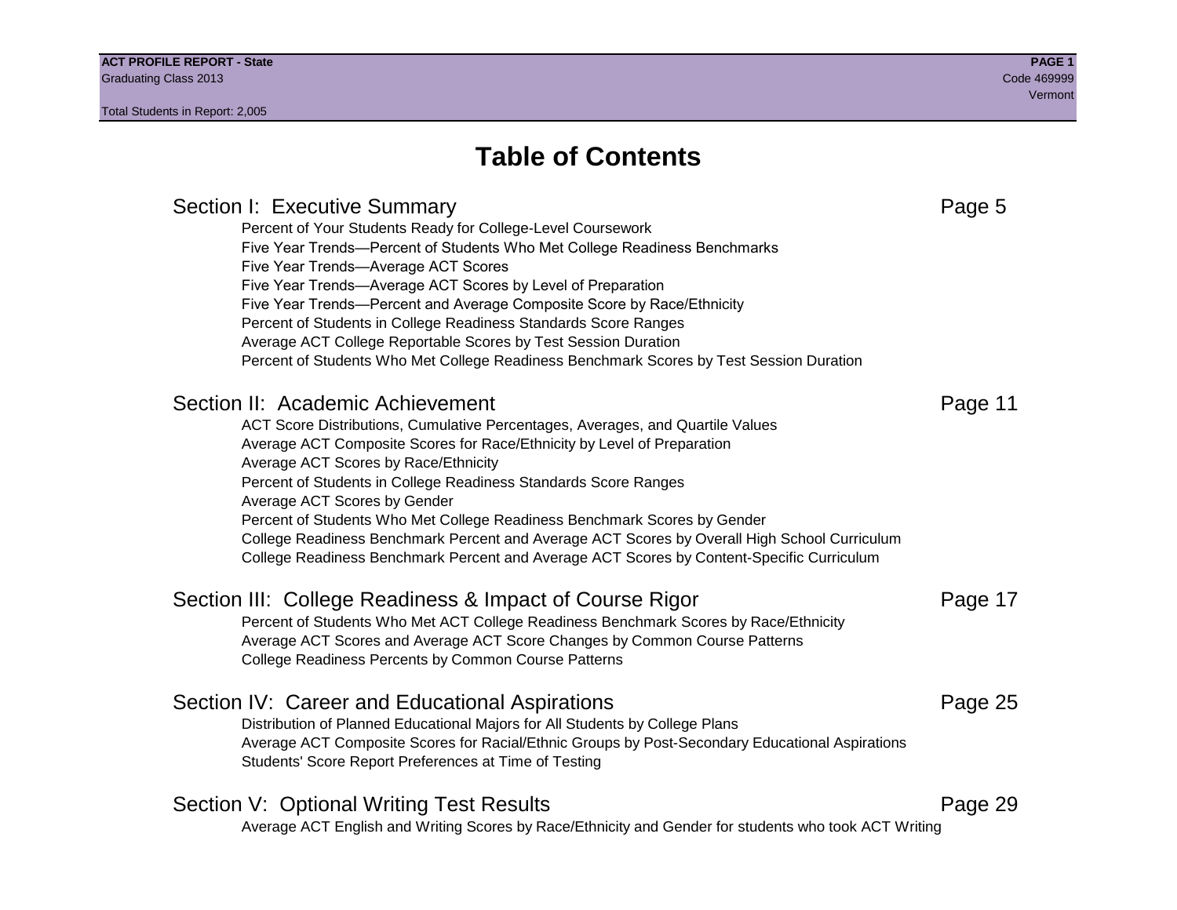# Table of Contents

## Section I: Executive Summary — Page 5

- Percent of Your Students Ready for College-Level Coursework
- Five Year Trends—Percent of Students Who Met College Readiness Benchmarks
- Five Year Trends—Average ACT Scores
- Five Year Trends—Average ACT Scores by Level of Preparation
- Five Year Trends—Percent and Average Composite Score by Race/Ethnicity
- Percent of Students in College Readiness Standards Score Ranges
- Average ACT College Reportable Scores by Test Session Duration
- Percent of Students Who Met College Readiness Benchmark Scores by Test Session Duration

## Section II: Academic Achievement — Page 11

- ACT Score Distributions, Cumulative Percentages, Averages, and Quartile Values
- Average ACT Composite Scores for Race/Ethnicity by Level of Preparation
- Average ACT Scores by Race/Ethnicity
- Percent of Students in College Readiness Standards Score Ranges
- Average ACT Scores by Gender
- Percent of Students Who Met College Readiness Benchmark Scores by Gender
- College Readiness Benchmark Percent and Average ACT Scores by Overall High School Curriculum
- College Readiness Benchmark Percent and Average ACT Scores by Content-Specific Curriculum

## Section III: College Readiness & Impact of Course Rigor — Page 17

- Percent of Students Who Met ACT College Readiness Benchmark Scores by Race/Ethnicity
- Average ACT Scores and Average ACT Score Changes by Common Course Patterns
- College Readiness Percents by Common Course Patterns

## Section IV: Career and Educational Aspirations — Page 25

- Distribution of Planned Educational Majors for All Students by College Plans
- Average ACT Composite Scores for Racial/Ethnic Groups by Post-Secondary Educational Aspirations
- Students' Score Report Preferences at Time of Testing

## Section V: Optional Writing Test Results — Page 29

- Average ACT English and Writing Scores by Race/Ethnicity and Gender for students who took ACT Writing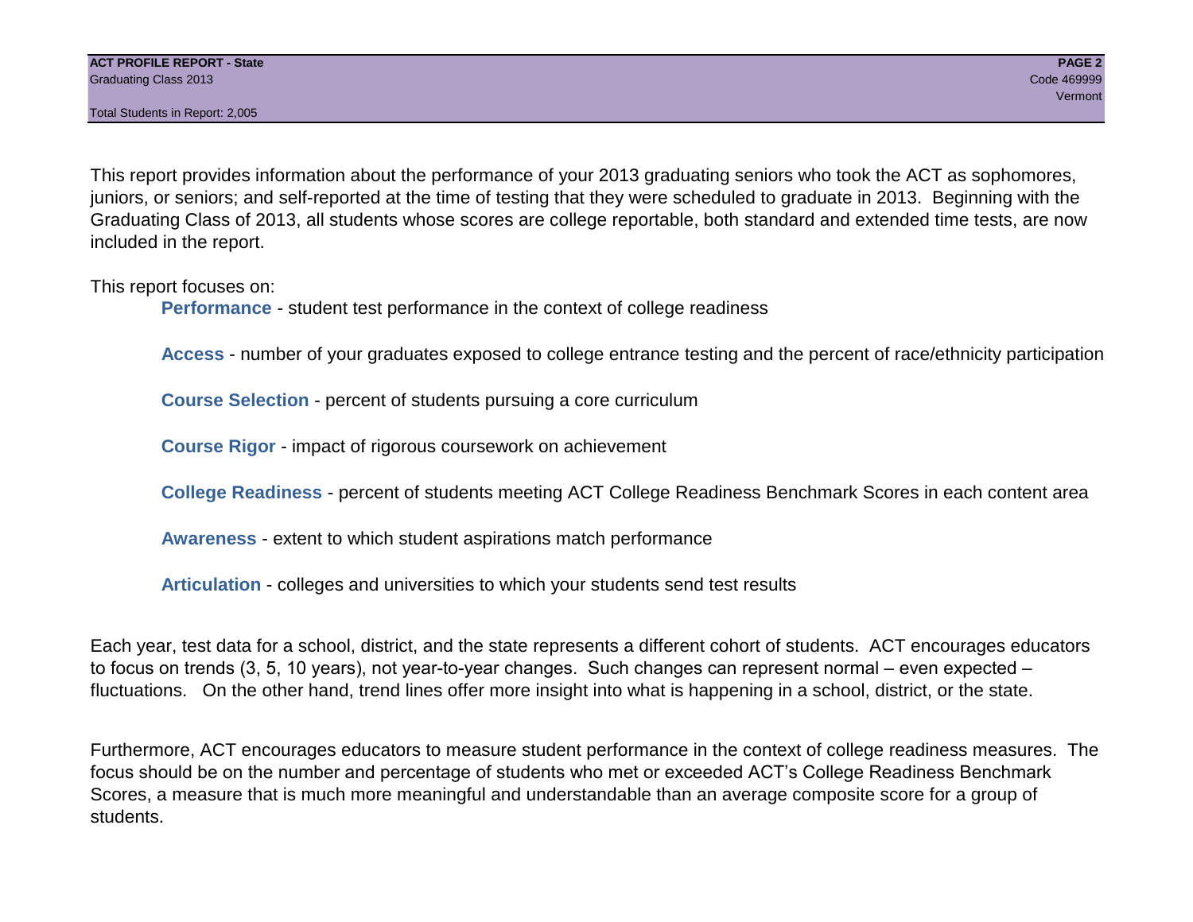This report provides information about the performance of your 2013 graduating seniors who took the ACT as sophomores, juniors, or seniors; and self-reported at the time of testing that they were scheduled to graduate in 2013. Beginning with the Graduating Class of 2013, all students whose scores are college reportable, both standard and extended time tests, are now included in the report.

This report focuses on:

- **Performance** - student test performance in the context of college readiness
- **Access** - number of your graduates exposed to college entrance testing and the percent of race/ethnicity participation
- **Course Selection** - percent of students pursuing a core curriculum
- **Course Rigor** - impact of rigorous coursework on achievement
- **College Readiness** - percent of students meeting ACT College Readiness Benchmark Scores in each content area
- **Awareness** - extent to which student aspirations match performance
- **Articulation** - colleges and universities to which your students send test results

Each year, test data for a school, district, and the state represents a different cohort of students. ACT encourages educators to focus on trends (3, 5, 10 years), not year-to-year changes. Such changes can represent normal – even expected – fluctuations. On the other hand, trend lines offer more insight into what is happening in a school, district, or the state.

Furthermore, ACT encourages educators to measure student performance in the context of college readiness measures. The focus should be on the number and percentage of students who met or exceeded ACT's College Readiness Benchmark Scores, a measure that is much more meaningful and understandable than an average composite score for a group of students.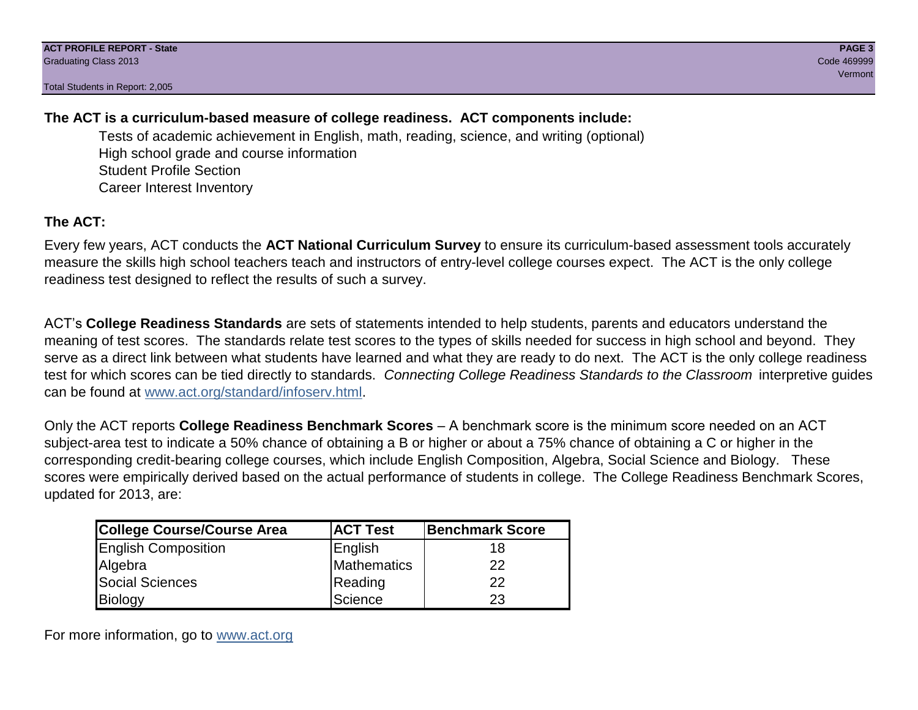**The ACT is a curriculum-based measure of college readiness. ACT components include:**

- Tests of academic achievement in English, math, reading, science, and writing (optional)
- High school grade and course information
- Student Profile Section
- Career Interest Inventory

**The ACT:**

Every few years, ACT conducts the **ACT National Curriculum Survey** to ensure its curriculum-based assessment tools accurately measure the skills high school teachers teach and instructors of entry-level college courses expect. The ACT is the only college readiness test designed to reflect the results of such a survey.

ACT's **College Readiness Standards** are sets of statements intended to help students, parents and educators understand the meaning of test scores. The standards relate test scores to the types of skills needed for success in high school and beyond. They serve as a direct link between what students have learned and what they are ready to do next. The ACT is the only college readiness test for which scores can be tied directly to standards. *Connecting College Readiness Standards to the Classroom* interpretive guides can be found at www.act.org/standard/infoserv.html.

Only the ACT reports **College Readiness Benchmark Scores** – A benchmark score is the minimum score needed on an ACT subject-area test to indicate a 50% chance of obtaining a B or higher or about a 75% chance of obtaining a C or higher in the corresponding credit-bearing college courses, which include English Composition, Algebra, Social Science and Biology. These scores were empirically derived based on the actual performance of students in college. The College Readiness Benchmark Scores, updated for 2013, are:

| College Course/Course Area | ACT Test | Benchmark Score |
|---|---|---|
| English Composition | English | 18 |
| Algebra | Mathematics | 22 |
| Social Sciences | Reading | 22 |
| Biology | Science | 23 |

For more information, go to www.act.org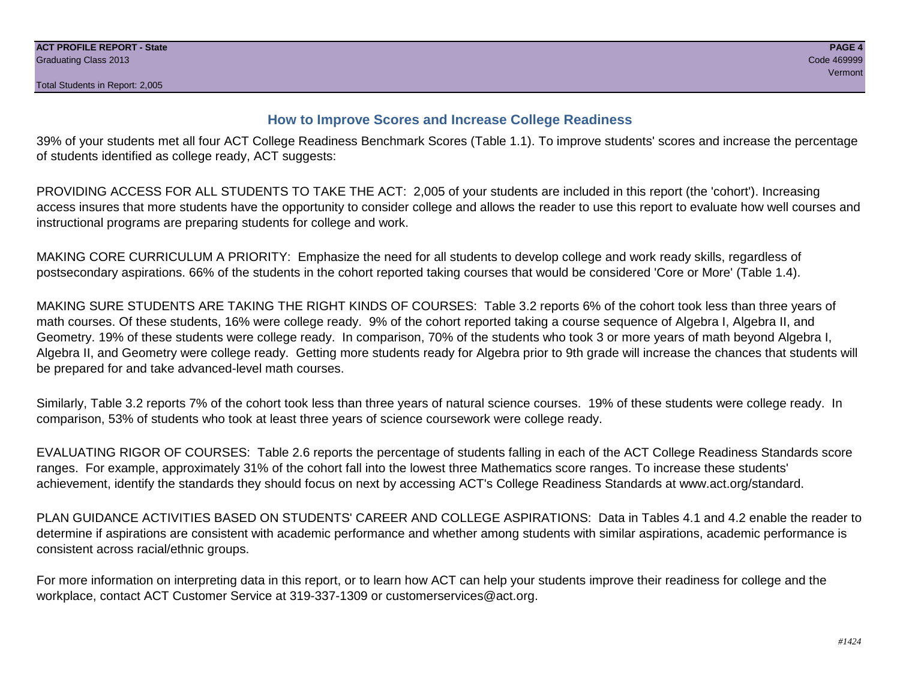## How to Improve Scores and Increase College Readiness

39% of your students met all four ACT College Readiness Benchmark Scores (Table 1.1). To improve students' scores and increase the percentage of students identified as college ready, ACT suggests:

PROVIDING ACCESS FOR ALL STUDENTS TO TAKE THE ACT: 2,005 of your students are included in this report (the 'cohort'). Increasing access insures that more students have the opportunity to consider college and allows the reader to use this report to evaluate how well courses and instructional programs are preparing students for college and work.

MAKING CORE CURRICULUM A PRIORITY: Emphasize the need for all students to develop college and work ready skills, regardless of postsecondary aspirations. 66% of the students in the cohort reported taking courses that would be considered 'Core or More' (Table 1.4).

MAKING SURE STUDENTS ARE TAKING THE RIGHT KINDS OF COURSES: Table 3.2 reports 6% of the cohort took less than three years of math courses. Of these students, 16% were college ready. 9% of the cohort reported taking a course sequence of Algebra I, Algebra II, and Geometry. 19% of these students were college ready. In comparison, 70% of the students who took 3 or more years of math beyond Algebra I, Algebra II, and Geometry were college ready. Getting more students ready for Algebra prior to 9th grade will increase the chances that students will be prepared for and take advanced-level math courses.

Similarly, Table 3.2 reports 7% of the cohort took less than three years of natural science courses. 19% of these students were college ready. In comparison, 53% of students who took at least three years of science coursework were college ready.

EVALUATING RIGOR OF COURSES: Table 2.6 reports the percentage of students falling in each of the ACT College Readiness Standards score ranges. For example, approximately 31% of the cohort fall into the lowest three Mathematics score ranges. To increase these students' achievement, identify the standards they should focus on next by accessing ACT's College Readiness Standards at www.act.org/standard.

PLAN GUIDANCE ACTIVITIES BASED ON STUDENTS' CAREER AND COLLEGE ASPIRATIONS: Data in Tables 4.1 and 4.2 enable the reader to determine if aspirations are consistent with academic performance and whether among students with similar aspirations, academic performance is consistent across racial/ethnic groups.

For more information on interpreting data in this report, or to learn how ACT can help your students improve their readiness for college and the workplace, contact ACT Customer Service at 319-337-1309 or customerservices@act.org.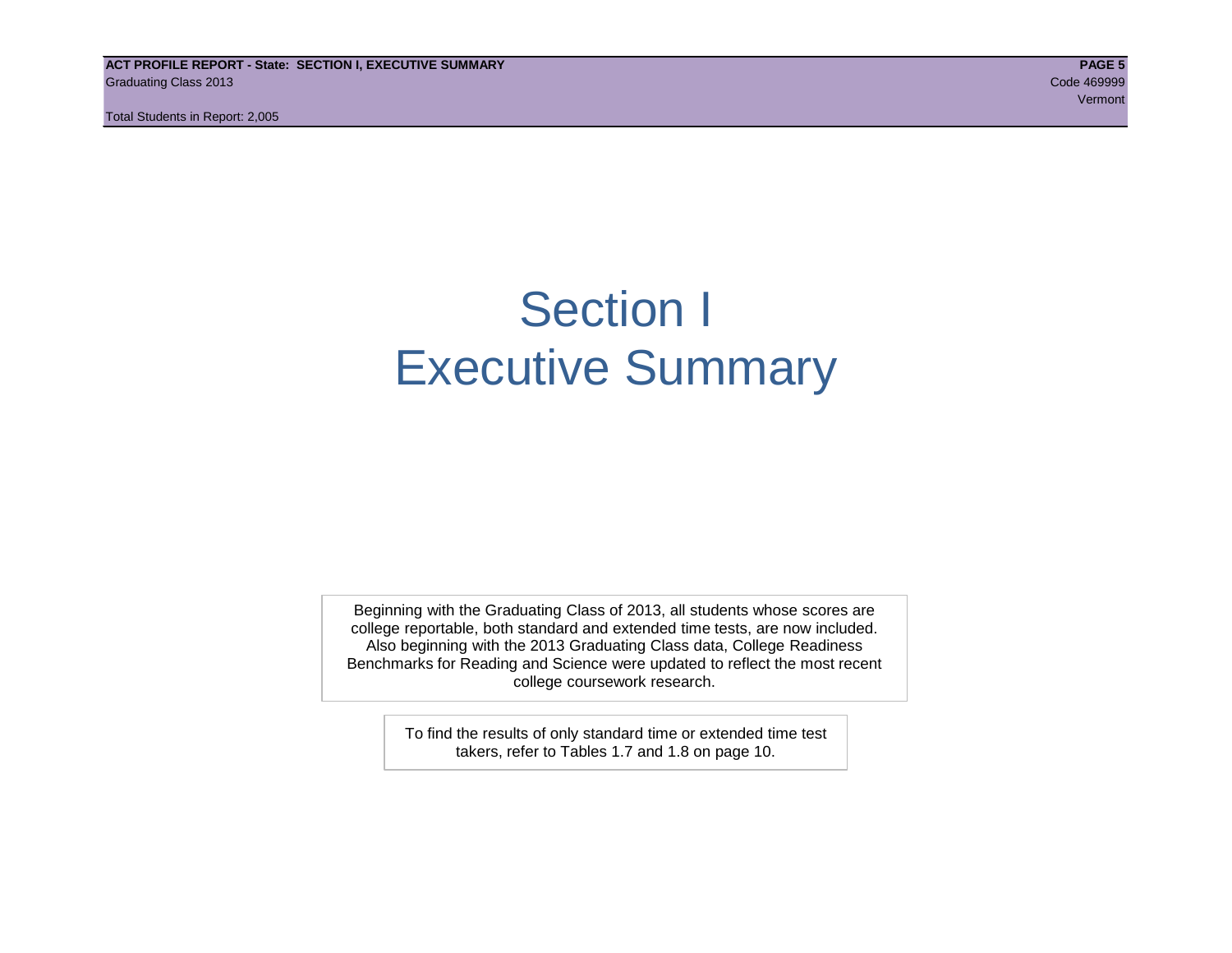# Section I
# Executive Summary

Beginning with the Graduating Class of 2013, all students whose scores are college reportable, both standard and extended time tests, are now included. Also beginning with the 2013 Graduating Class data, College Readiness Benchmarks for Reading and Science were updated to reflect the most recent college coursework research.

To find the results of only standard time or extended time test takers, refer to Tables 1.7 and 1.8 on page 10.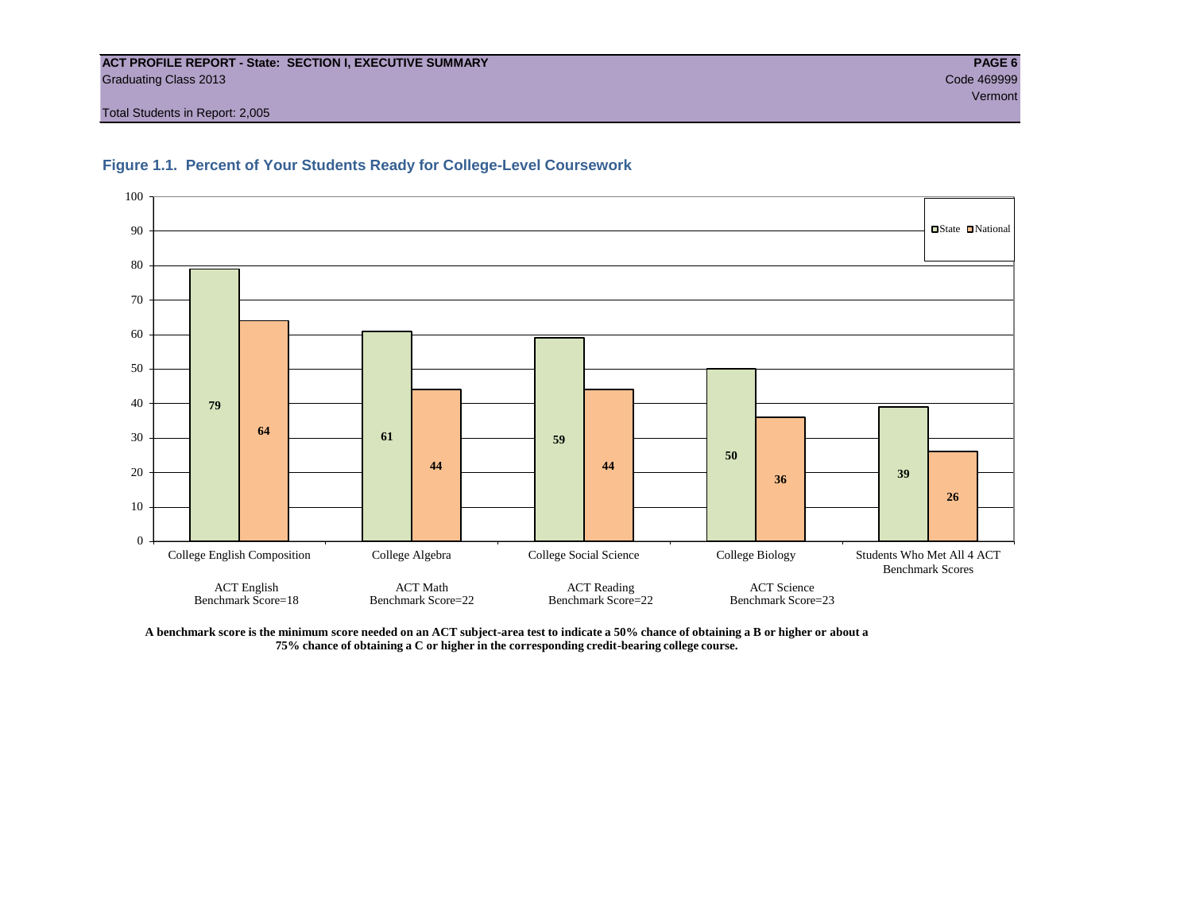**ACT PROFILE REPORT - State: SECTION I, EXECUTIVE SUMMARY**
Graduating Class 2013
Code 469999
Vermont
Total Students in Report: 2,005

### Figure 1.1. Percent of Your Students Ready for College-Level Coursework

| | State | National |
|---|---|---|
| College English Composition (ACT English Benchmark Score=18) | 79 | 64 |
| College Algebra (ACT Math Benchmark Score=22) | 61 | 44 |
| College Social Science (ACT Reading Benchmark Score=22) | 59 | 44 |
| College Biology (ACT Science Benchmark Score=23) | 50 | 36 |
| Students Who Met All 4 ACT Benchmark Scores | 39 | 26 |

**A benchmark score is the minimum score needed on an ACT subject-area test to indicate a 50% chance of obtaining a B or higher or about a 75% chance of obtaining a C or higher in the corresponding credit-bearing college course.**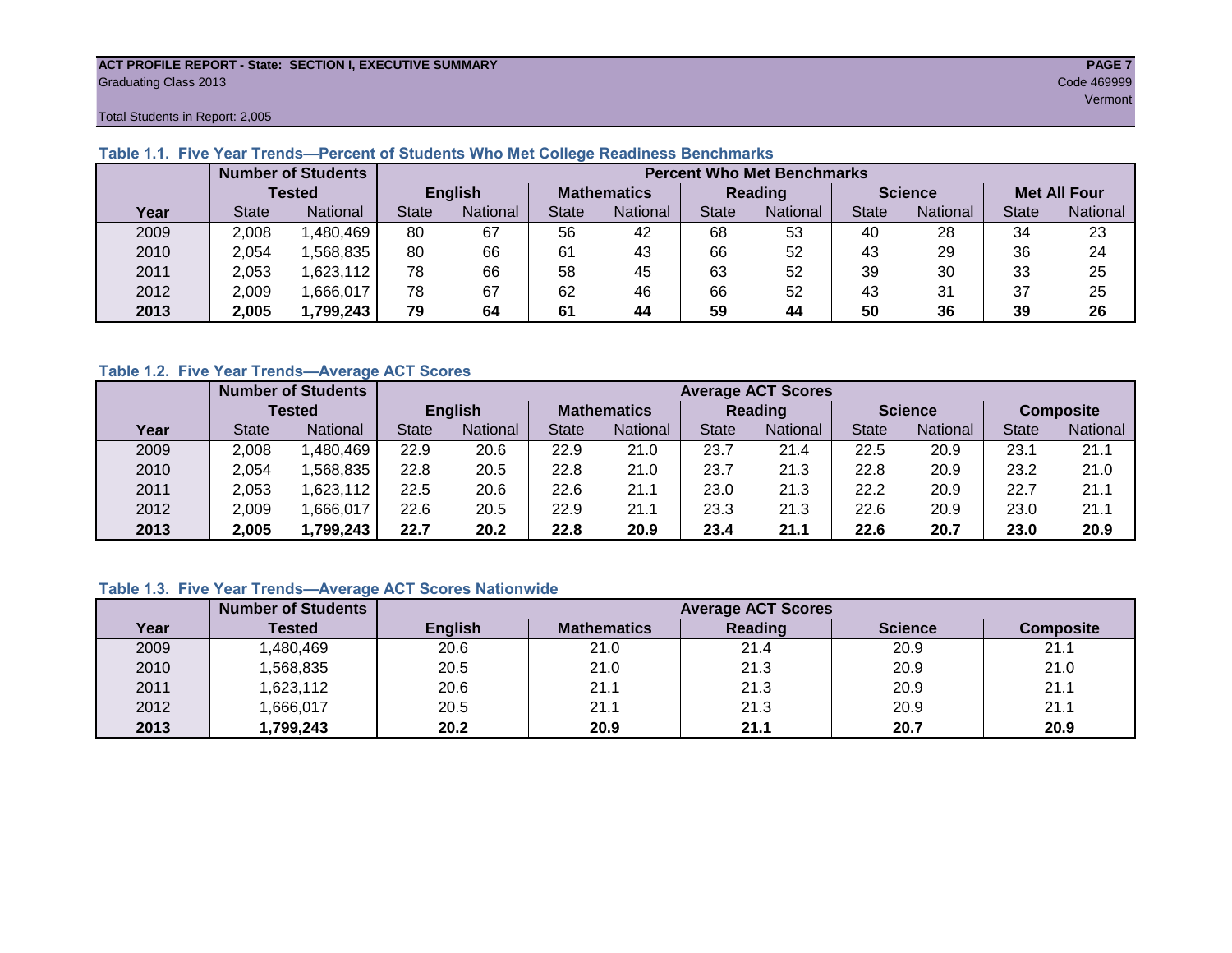ACT PROFILE REPORT - State: SECTION I, EXECUTIVE SUMMARY
Graduating Class 2013
Code 469999
Vermont

Total Students in Report: 2,005

### Table 1.1. Five Year Trends—Percent of Students Who Met College Readiness Benchmarks

| | Number of Students Tested | | Percent Who Met Benchmarks | | | | | | | | | |
|---|---|---|---|---|---|---|---|---|---|---|---|---|
| | | | English | | Mathematics | | Reading | | Science | | Met All Four | |
| Year | State | National | State | National | State | National | State | National | State | National | State | National |
| 2009 | 2,008 | 1,480,469 | 80 | 67 | 56 | 42 | 68 | 53 | 40 | 28 | 34 | 23 |
| 2010 | 2,054 | 1,568,835 | 80 | 66 | 61 | 43 | 66 | 52 | 43 | 29 | 36 | 24 |
| 2011 | 2,053 | 1,623,112 | 78 | 66 | 58 | 45 | 63 | 52 | 39 | 30 | 33 | 25 |
| 2012 | 2,009 | 1,666,017 | 78 | 67 | 62 | 46 | 66 | 52 | 43 | 31 | 37 | 25 |
| **2013** | **2,005** | **1,799,243** | **79** | **64** | **61** | **44** | **59** | **44** | **50** | **36** | **39** | **26** |

### Table 1.2. Five Year Trends—Average ACT Scores

| | Number of Students Tested | | Average ACT Scores | | | | | | | | | |
|---|---|---|---|---|---|---|---|---|---|---|---|---|
| | | | English | | Mathematics | | Reading | | Science | | Composite | |
| Year | State | National | State | National | State | National | State | National | State | National | State | National |
| 2009 | 2,008 | 1,480,469 | 22.9 | 20.6 | 22.9 | 21.0 | 23.7 | 21.4 | 22.5 | 20.9 | 23.1 | 21.1 |
| 2010 | 2,054 | 1,568,835 | 22.8 | 20.5 | 22.8 | 21.0 | 23.7 | 21.3 | 22.8 | 20.9 | 23.2 | 21.0 |
| 2011 | 2,053 | 1,623,112 | 22.5 | 20.6 | 22.6 | 21.1 | 23.0 | 21.3 | 22.2 | 20.9 | 22.7 | 21.1 |
| 2012 | 2,009 | 1,666,017 | 22.6 | 20.5 | 22.9 | 21.1 | 23.3 | 21.3 | 22.6 | 20.9 | 23.0 | 21.1 |
| **2013** | **2,005** | **1,799,243** | **22.7** | **20.2** | **22.8** | **20.9** | **23.4** | **21.1** | **22.6** | **20.7** | **23.0** | **20.9** |

### Table 1.3. Five Year Trends—Average ACT Scores Nationwide

| | Number of Students | Average ACT Scores | | | | |
|---|---|---|---|---|---|---|
| Year | Tested | English | Mathematics | Reading | Science | Composite |
| 2009 | 1,480,469 | 20.6 | 21.0 | 21.4 | 20.9 | 21.1 |
| 2010 | 1,568,835 | 20.5 | 21.0 | 21.3 | 20.9 | 21.0 |
| 2011 | 1,623,112 | 20.6 | 21.1 | 21.3 | 20.9 | 21.1 |
| 2012 | 1,666,017 | 20.5 | 21.1 | 21.3 | 20.9 | 21.1 |
| **2013** | **1,799,243** | **20.2** | **20.9** | **21.1** | **20.7** | **20.9** |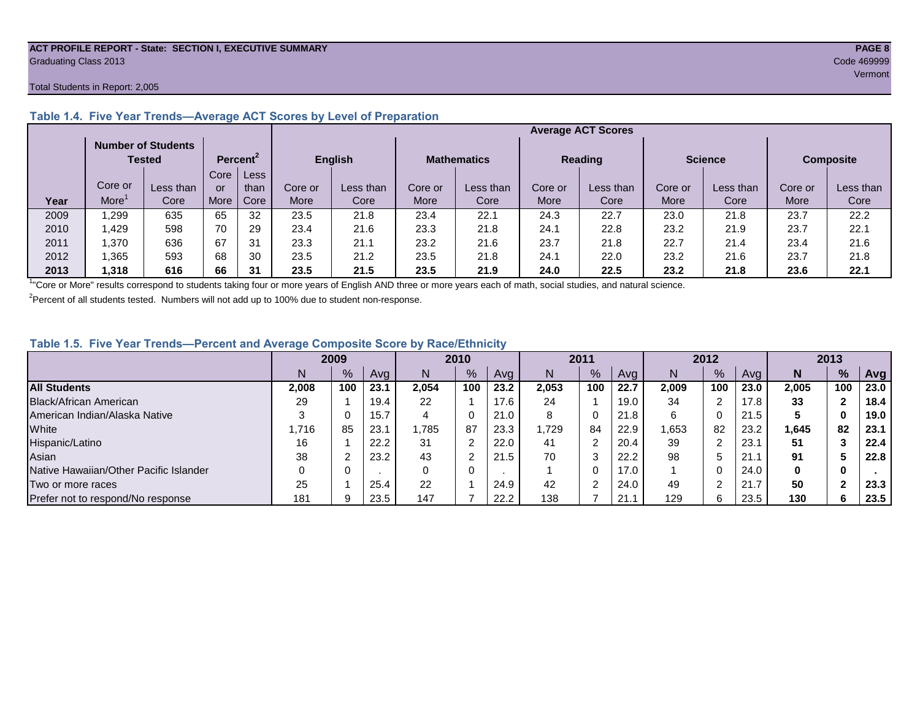ACT PROFILE REPORT - State: SECTION I, EXECUTIVE SUMMARY
Graduating Class 2013
Code 469999
Vermont

Total Students in Report: 2,005

### Table 1.4. Five Year Trends—Average ACT Scores by Level of Preparation

| | Number of Students Tested | | Percent[2] | | Average ACT Scores | | | | | | | | | |
|---|---|---|---|---|---|---|---|---|---|---|---|---|---|---|
| | | | | | English | | Mathematics | | Reading | | Science | | Composite | |
| Year | Core or More[1] | Less than Core | Core or More | Less than Core | Core or More | Less than Core | Core or More | Less than Core | Core or More | Less than Core | Core or More | Less than Core | Core or More | Less than Core |
| 2009 | 1,299 | 635 | 65 | 32 | 23.5 | 21.8 | 23.4 | 22.1 | 24.3 | 22.7 | 23.0 | 21.8 | 23.7 | 22.2 |
| 2010 | 1,429 | 598 | 70 | 29 | 23.4 | 21.6 | 23.3 | 21.8 | 24.1 | 22.8 | 23.2 | 21.9 | 23.7 | 22.1 |
| 2011 | 1,370 | 636 | 67 | 31 | 23.3 | 21.1 | 23.2 | 21.6 | 23.7 | 21.8 | 22.7 | 21.4 | 23.4 | 21.6 |
| 2012 | 1,365 | 593 | 68 | 30 | 23.5 | 21.2 | 23.5 | 21.8 | 24.1 | 22.0 | 23.2 | 21.6 | 23.7 | 21.8 |
| **2013** | **1,318** | **616** | **66** | **31** | **23.5** | **21.5** | **23.5** | **21.9** | **24.0** | **22.5** | **23.2** | **21.8** | **23.6** | **22.1** |

[1]"Core or More" results correspond to students taking four or more years of English AND three or more years each of math, social studies, and natural science.

[2]Percent of all students tested. Numbers will not add up to 100% due to student non-response.

### Table 1.5. Five Year Trends—Percent and Average Composite Score by Race/Ethnicity

| | 2009 | | | 2010 | | | 2011 | | | 2012 | | | 2013 | | |
|---|---|---|---|---|---|---|---|---|---|---|---|---|---|---|---|
| | N | % | Avg | N | % | Avg | N | % | Avg | N | % | Avg | **N** | **%** | **Avg** |
| **All Students** | **2,008** | **100** | **23.1** | **2,054** | **100** | **23.2** | **2,053** | **100** | **22.7** | **2,009** | **100** | **23.0** | **2,005** | **100** | **23.0** |
| Black/African American | 29 | 1 | 19.4 | 22 | 1 | 17.6 | 24 | 1 | 19.0 | 34 | 2 | 17.8 | **33** | **2** | **18.4** |
| American Indian/Alaska Native | 3 | 0 | 15.7 | 4 | 0 | 21.0 | 8 | 0 | 21.8 | 6 | 0 | 21.5 | **5** | **0** | **19.0** |
| White | 1,716 | 85 | 23.1 | 1,785 | 87 | 23.3 | 1,729 | 84 | 22.9 | 1,653 | 82 | 23.2 | **1,645** | **82** | **23.1** |
| Hispanic/Latino | 16 | 1 | 22.2 | 31 | 2 | 22.0 | 41 | 2 | 20.4 | 39 | 2 | 23.1 | **51** | **3** | **22.4** |
| Asian | 38 | 2 | 23.2 | 43 | 2 | 21.5 | 70 | 3 | 22.2 | 98 | 5 | 21.1 | **91** | **5** | **22.8** |
| Native Hawaiian/Other Pacific Islander | 0 | 0 | . | 0 | 0 | . | 1 | 0 | 17.0 | 1 | 0 | 24.0 | **0** | **0** | **.** |
| Two or more races | 25 | 1 | 25.4 | 22 | 1 | 24.9 | 42 | 2 | 24.0 | 49 | 2 | 21.7 | **50** | **2** | **23.3** |
| Prefer not to respond/No response | 181 | 9 | 23.5 | 147 | 7 | 22.2 | 138 | 7 | 21.1 | 129 | 6 | 23.5 | **130** | **6** | **23.5** |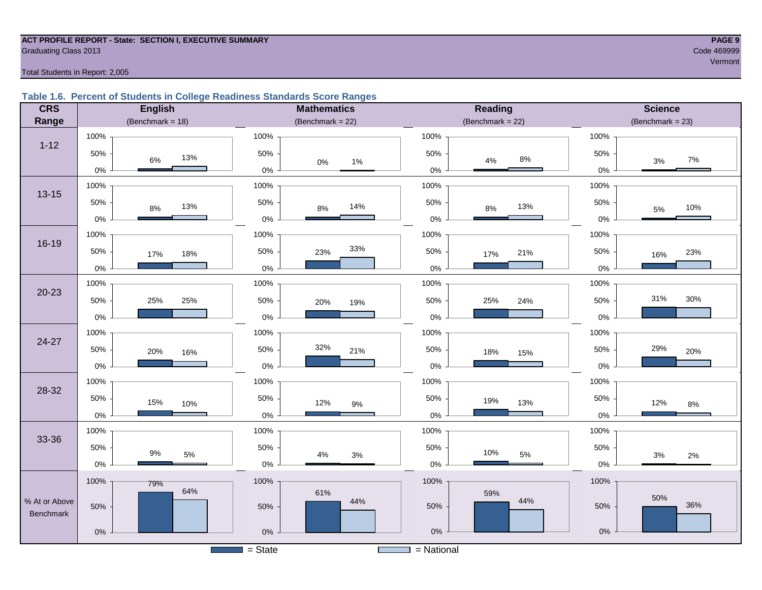ACT PROFILE REPORT - State: SECTION I, EXECUTIVE SUMMARY
Graduating Class 2013

Code 469999
Vermont

Total Students in Report: 2,005

### Table 1.6. Percent of Students in College Readiness Standards Score Ranges

| CRS Range | English (Benchmark = 18) State | English National | Mathematics (Benchmark = 22) State | Mathematics National | Reading (Benchmark = 22) State | Reading National | Science (Benchmark = 23) State | Science National |
|---|---|---|---|---|---|---|---|---|
| 1-12 | 6% | 13% | 0% | 1% | 4% | 8% | 3% | 7% |
| 13-15 | 8% | 13% | 8% | 14% | 8% | 13% | 5% | 10% |
| 16-19 | 17% | 18% | 23% | 33% | 17% | 21% | 16% | 23% |
| 20-23 | 25% | 25% | 20% | 19% | 25% | 24% | 31% | 30% |
| 24-27 | 20% | 16% | 32% | 21% | 18% | 15% | 29% | 20% |
| 28-32 | 15% | 10% | 12% | 9% | 19% | 13% | 12% | 8% |
| 33-36 | 9% | 5% | 4% | 3% | 10% | 5% | 3% | 2% |
| % At or Above Benchmark | 79% | 64% | 61% | 44% | 59% | 44% | 50% | 36% |

■ = State  □ = National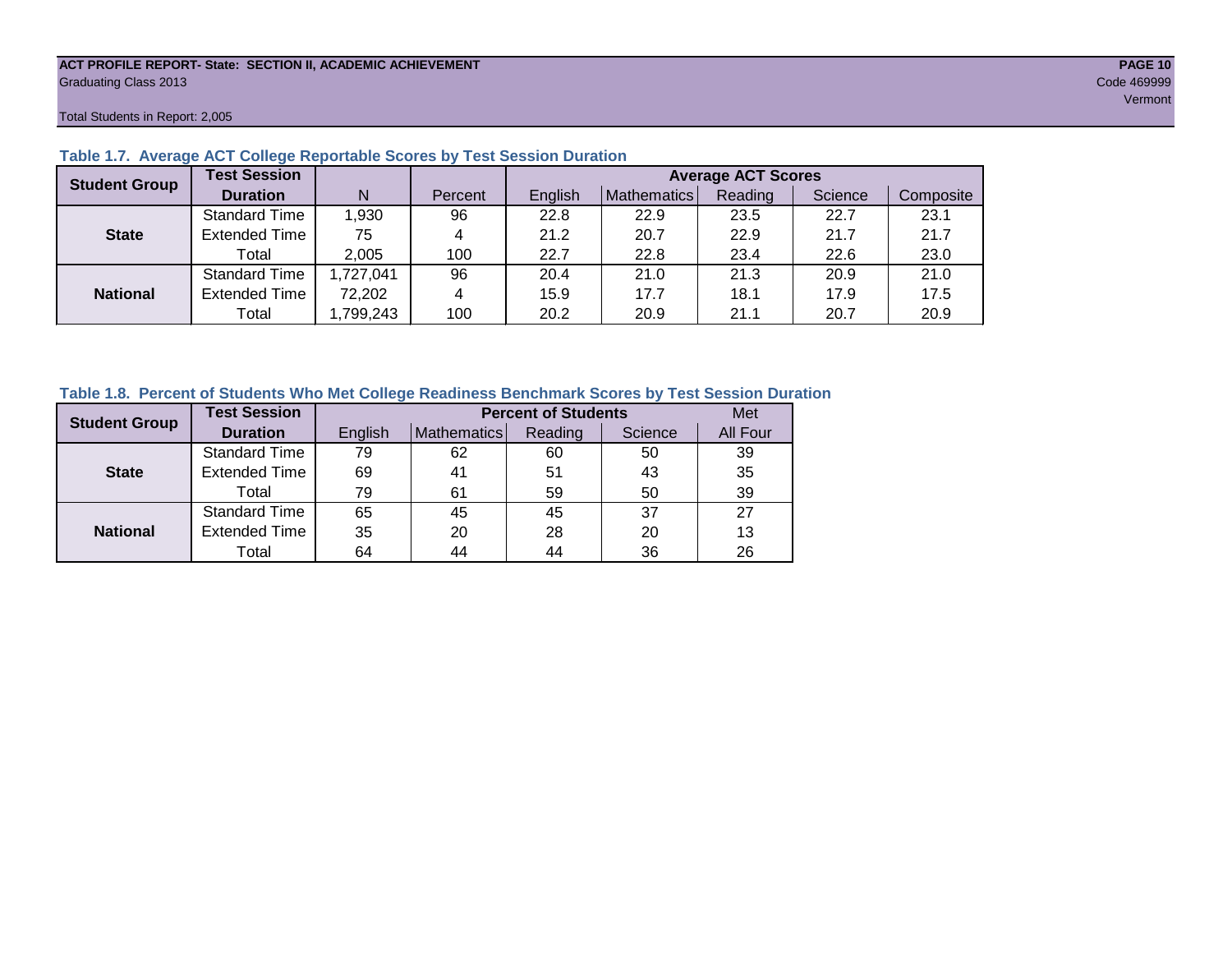ACT PROFILE REPORT- State: SECTION II, ACADEMIC ACHIEVEMENT
Graduating Class 2013

Code 469999
Vermont

Total Students in Report: 2,005

### Table 1.7. Average ACT College Reportable Scores by Test Session Duration

| Student Group | Test Session Duration | N | Percent | Average ACT Scores | | | | |
|---|---|---|---|---|---|---|---|---|
| | | | | English | Mathematics | Reading | Science | Composite |
| State | Standard Time | 1,930 | 96 | 22.8 | 22.9 | 23.5 | 22.7 | 23.1 |
| | Extended Time | 75 | 4 | 21.2 | 20.7 | 22.9 | 21.7 | 21.7 |
| | Total | 2,005 | 100 | 22.7 | 22.8 | 23.4 | 22.6 | 23.0 |
| National | Standard Time | 1,727,041 | 96 | 20.4 | 21.0 | 21.3 | 20.9 | 21.0 |
| | Extended Time | 72,202 | 4 | 15.9 | 17.7 | 18.1 | 17.9 | 17.5 |
| | Total | 1,799,243 | 100 | 20.2 | 20.9 | 21.1 | 20.7 | 20.9 |

### Table 1.8. Percent of Students Who Met College Readiness Benchmark Scores by Test Session Duration

| Student Group | Test Session Duration | Percent of Students | | | | Met |
|---|---|---|---|---|---|---|
| | | English | Mathematics | Reading | Science | All Four |
| State | Standard Time | 79 | 62 | 60 | 50 | 39 |
| | Extended Time | 69 | 41 | 51 | 43 | 35 |
| | Total | 79 | 61 | 59 | 50 | 39 |
| National | Standard Time | 65 | 45 | 45 | 37 | 27 |
| | Extended Time | 35 | 20 | 28 | 20 | 13 |
| | Total | 64 | 44 | 44 | 36 | 26 |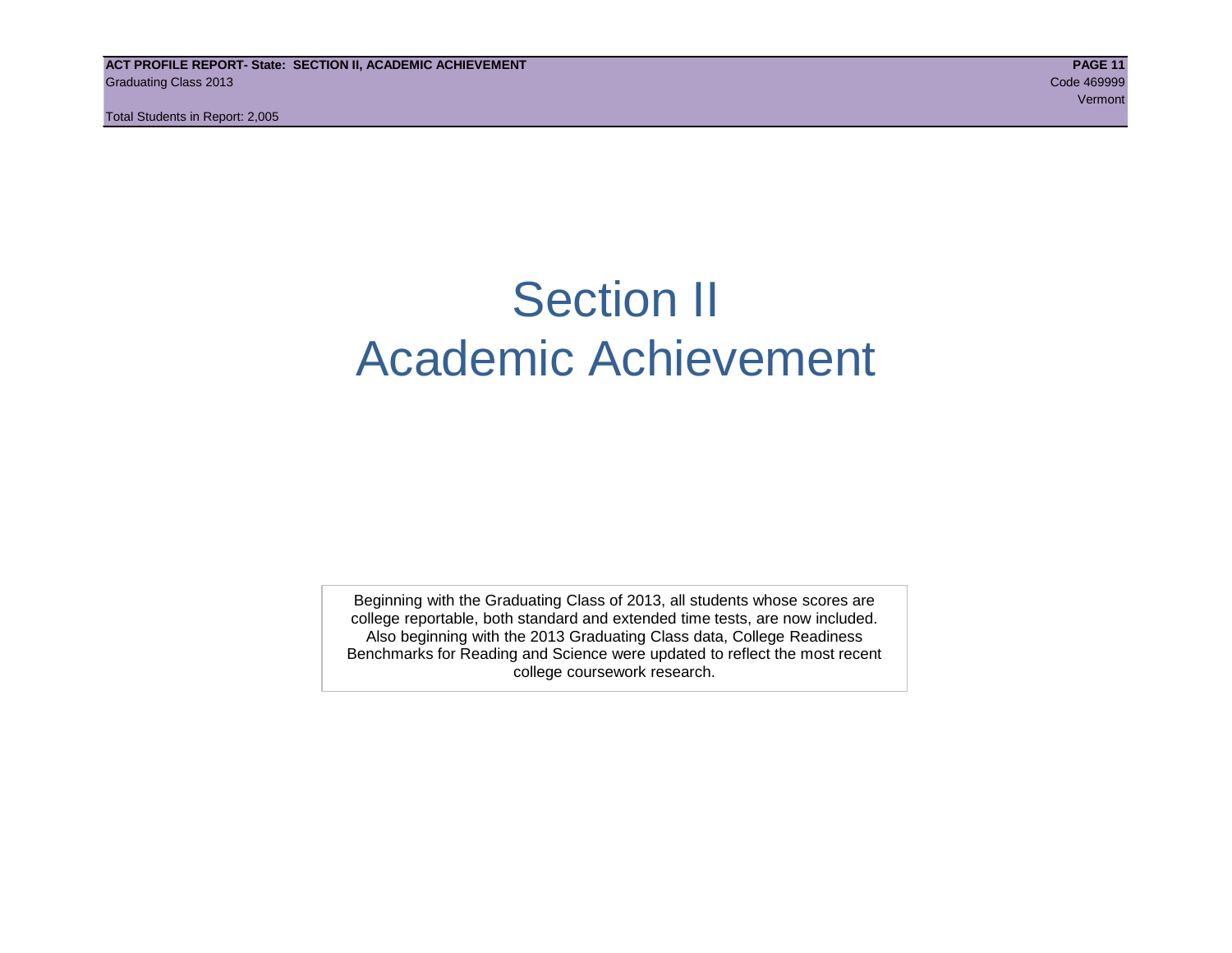# Section II
# Academic Achievement

Beginning with the Graduating Class of 2013, all students whose scores are college reportable, both standard and extended time tests, are now included. Also beginning with the 2013 Graduating Class data, College Readiness Benchmarks for Reading and Science were updated to reflect the most recent college coursework research.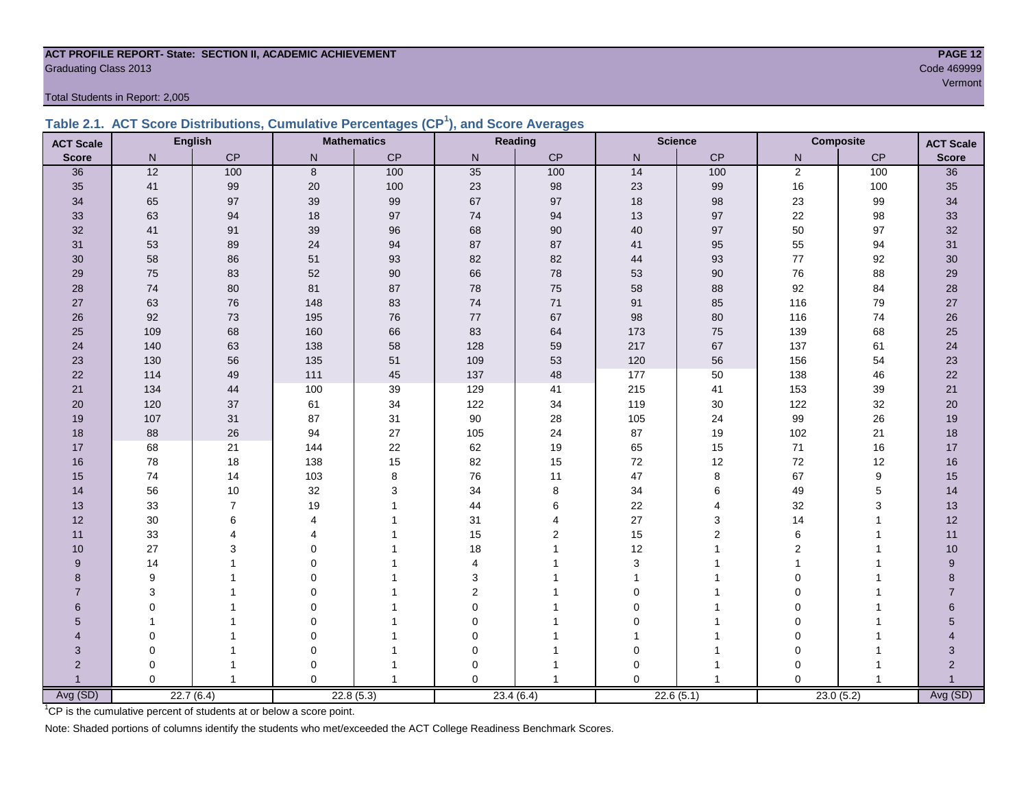**ACT PROFILE REPORT- State: SECTION II, ACADEMIC ACHIEVEMENT**
Graduating Class 2013

Code 469999
Vermont

Total Students in Report: 2,005

### Table 2.1. ACT Score Distributions, Cumulative Percentages (CP[1]), and Score Averages

| ACT Scale | English | | Mathematics | | Reading | | Science | | Composite | | ACT Scale |
|---|---|---|---|---|---|---|---|---|---|---|---|
| Score | N | CP | N | CP | N | CP | N | CP | N | CP | Score |
| 36 | 12 | 100 | 8 | 100 | 35 | 100 | 14 | 100 | 2 | 100 | 36 |
| 35 | 41 | 99 | 20 | 100 | 23 | 98 | 23 | 99 | 16 | 100 | 35 |
| 34 | 65 | 97 | 39 | 99 | 67 | 97 | 18 | 98 | 23 | 99 | 34 |
| 33 | 63 | 94 | 18 | 97 | 74 | 94 | 13 | 97 | 22 | 98 | 33 |
| 32 | 41 | 91 | 39 | 96 | 68 | 90 | 40 | 97 | 50 | 97 | 32 |
| 31 | 53 | 89 | 24 | 94 | 87 | 87 | 41 | 95 | 55 | 94 | 31 |
| 30 | 58 | 86 | 51 | 93 | 82 | 82 | 44 | 93 | 77 | 92 | 30 |
| 29 | 75 | 83 | 52 | 90 | 66 | 78 | 53 | 90 | 76 | 88 | 29 |
| 28 | 74 | 80 | 81 | 87 | 78 | 75 | 58 | 88 | 92 | 84 | 28 |
| 27 | 63 | 76 | 148 | 83 | 74 | 71 | 91 | 85 | 116 | 79 | 27 |
| 26 | 92 | 73 | 195 | 76 | 77 | 67 | 98 | 80 | 116 | 74 | 26 |
| 25 | 109 | 68 | 160 | 66 | 83 | 64 | 173 | 75 | 139 | 68 | 25 |
| 24 | 140 | 63 | 138 | 58 | 128 | 59 | 217 | 67 | 137 | 61 | 24 |
| 23 | 130 | 56 | 135 | 51 | 109 | 53 | 120 | 56 | 156 | 54 | 23 |
| 22 | 114 | 49 | 111 | 45 | 137 | 48 | 177 | 50 | 138 | 46 | 22 |
| 21 | 134 | 44 | 100 | 39 | 129 | 41 | 215 | 41 | 153 | 39 | 21 |
| 20 | 120 | 37 | 61 | 34 | 122 | 34 | 119 | 30 | 122 | 32 | 20 |
| 19 | 107 | 31 | 87 | 31 | 90 | 28 | 105 | 24 | 99 | 26 | 19 |
| 18 | 88 | 26 | 94 | 27 | 105 | 24 | 87 | 19 | 102 | 21 | 18 |
| 17 | 68 | 21 | 144 | 22 | 62 | 19 | 65 | 15 | 71 | 16 | 17 |
| 16 | 78 | 18 | 138 | 15 | 82 | 15 | 72 | 12 | 72 | 12 | 16 |
| 15 | 74 | 14 | 103 | 8 | 76 | 11 | 47 | 8 | 67 | 9 | 15 |
| 14 | 56 | 10 | 32 | 3 | 34 | 8 | 34 | 6 | 49 | 5 | 14 |
| 13 | 33 | 7 | 19 | 1 | 44 | 6 | 22 | 4 | 32 | 3 | 13 |
| 12 | 30 | 6 | 4 | 1 | 31 | 4 | 27 | 3 | 14 | 1 | 12 |
| 11 | 33 | 4 | 4 | 1 | 15 | 2 | 15 | 2 | 6 | 1 | 11 |
| 10 | 27 | 3 | 0 | 1 | 18 | 1 | 12 | 1 | 2 | 1 | 10 |
| 9 | 14 | 1 | 0 | 1 | 4 | 1 | 3 | 1 | 1 | 1 | 9 |
| 8 | 9 | 1 | 0 | 1 | 3 | 1 | 1 | 1 | 0 | 1 | 8 |
| 7 | 3 | 1 | 0 | 1 | 2 | 1 | 0 | 1 | 0 | 1 | 7 |
| 6 | 0 | 1 | 0 | 1 | 0 | 1 | 0 | 1 | 0 | 1 | 6 |
| 5 | 1 | 1 | 0 | 1 | 0 | 1 | 0 | 1 | 0 | 1 | 5 |
| 4 | 0 | 1 | 0 | 1 | 0 | 1 | 1 | 1 | 0 | 1 | 4 |
| 3 | 0 | 1 | 0 | 1 | 0 | 1 | 0 | 1 | 0 | 1 | 3 |
| 2 | 0 | 1 | 0 | 1 | 0 | 1 | 0 | 1 | 0 | 1 | 2 |
| 1 | 0 | 1 | 0 | 1 | 0 | 1 | 0 | 1 | 0 | 1 | 1 |
| Avg (SD) | 22.7 (6.4) | | 22.8 (5.3) | | 23.4 (6.4) | | 22.6 (5.1) | | 23.0 (5.2) | | Avg (SD) |

[1]CP is the cumulative percent of students at or below a score point.

Note: Shaded portions of columns identify the students who met/exceeded the ACT College Readiness Benchmark Scores.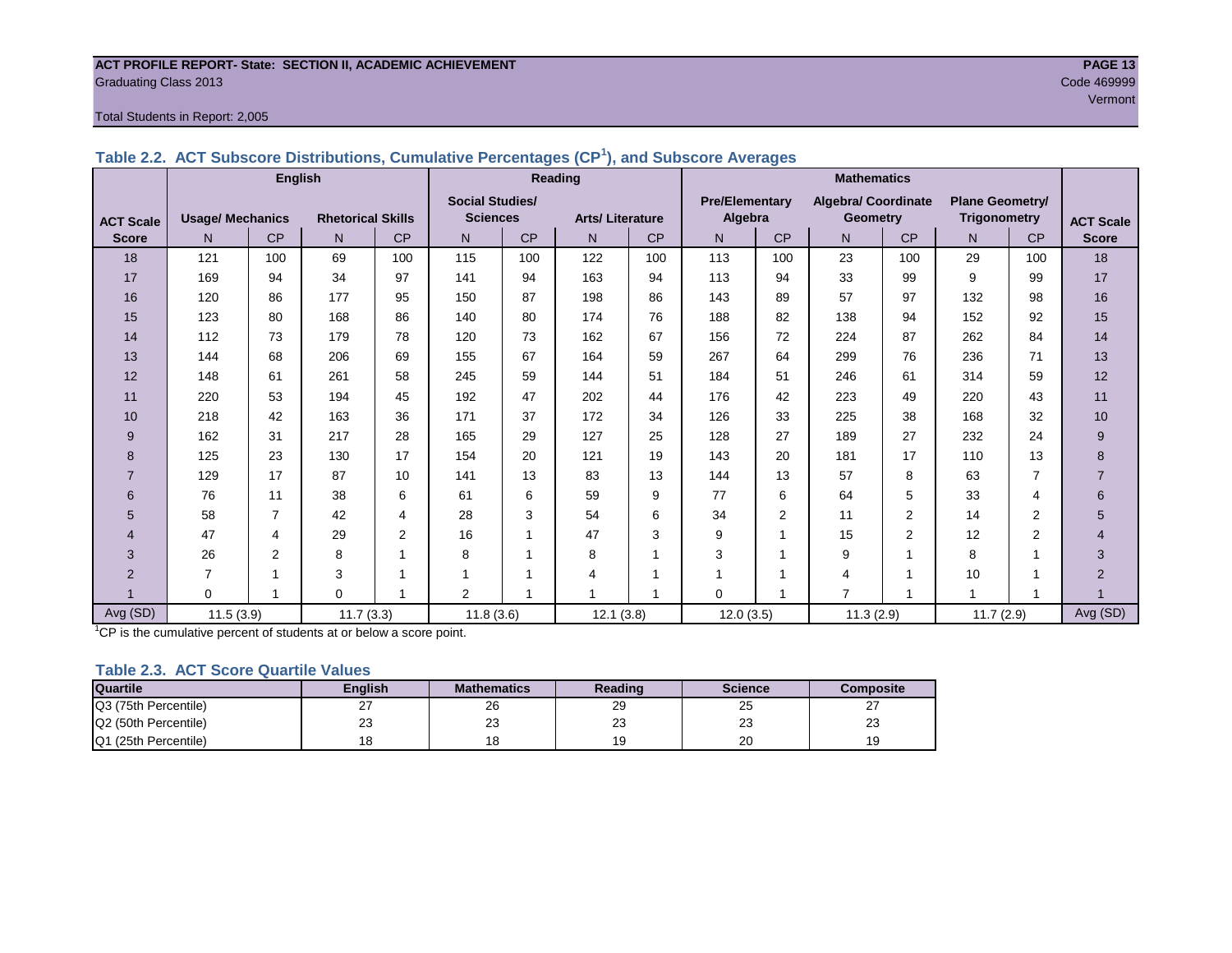**ACT PROFILE REPORT- State: SECTION II, ACADEMIC ACHIEVEMENT**
Graduating Class 2013
Code 469999
Vermont

Total Students in Report: 2,005

### Table 2.2. ACT Subscore Distributions, Cumulative Percentages (CP[1]), and Subscore Averages

| ACT Scale | English | | | | Reading | | | | Mathematics | | | | | | ACT Scale |
|---|---|---|---|---|---|---|---|---|---|---|---|---|---|---|---|
| | Usage/ Mechanics | | Rhetorical Skills | | Social Studies/ Sciences | | Arts/ Literature | | Pre/Elementary Algebra | | Algebra/ Coordinate Geometry | | Plane Geometry/ Trigonometry | | |
| Score | N | CP | N | CP | N | CP | N | CP | N | CP | N | CP | N | CP | Score |
| 18 | 121 | 100 | 69 | 100 | 115 | 100 | 122 | 100 | 113 | 100 | 23 | 100 | 29 | 100 | 18 |
| 17 | 169 | 94 | 34 | 97 | 141 | 94 | 163 | 94 | 113 | 94 | 33 | 99 | 9 | 99 | 17 |
| 16 | 120 | 86 | 177 | 95 | 150 | 87 | 198 | 86 | 143 | 89 | 57 | 97 | 132 | 98 | 16 |
| 15 | 123 | 80 | 168 | 86 | 140 | 80 | 174 | 76 | 188 | 82 | 138 | 94 | 152 | 92 | 15 |
| 14 | 112 | 73 | 179 | 78 | 120 | 73 | 162 | 67 | 156 | 72 | 224 | 87 | 262 | 84 | 14 |
| 13 | 144 | 68 | 206 | 69 | 155 | 67 | 164 | 59 | 267 | 64 | 299 | 76 | 236 | 71 | 13 |
| 12 | 148 | 61 | 261 | 58 | 245 | 59 | 144 | 51 | 184 | 51 | 246 | 61 | 314 | 59 | 12 |
| 11 | 220 | 53 | 194 | 45 | 192 | 47 | 202 | 44 | 176 | 42 | 223 | 49 | 220 | 43 | 11 |
| 10 | 218 | 42 | 163 | 36 | 171 | 37 | 172 | 34 | 126 | 33 | 225 | 38 | 168 | 32 | 10 |
| 9 | 162 | 31 | 217 | 28 | 165 | 29 | 127 | 25 | 128 | 27 | 189 | 27 | 232 | 24 | 9 |
| 8 | 125 | 23 | 130 | 17 | 154 | 20 | 121 | 19 | 143 | 20 | 181 | 17 | 110 | 13 | 8 |
| 7 | 129 | 17 | 87 | 10 | 141 | 13 | 83 | 13 | 144 | 13 | 57 | 8 | 63 | 7 | 7 |
| 6 | 76 | 11 | 38 | 6 | 61 | 6 | 59 | 9 | 77 | 6 | 64 | 5 | 33 | 4 | 6 |
| 5 | 58 | 7 | 42 | 4 | 28 | 3 | 54 | 6 | 34 | 2 | 11 | 2 | 14 | 2 | 5 |
| 4 | 47 | 4 | 29 | 2 | 16 | 1 | 47 | 3 | 9 | 1 | 15 | 2 | 12 | 2 | 4 |
| 3 | 26 | 2 | 8 | 1 | 8 | 1 | 8 | 1 | 3 | 1 | 9 | 1 | 8 | 1 | 3 |
| 2 | 7 | 1 | 3 | 1 | 1 | 1 | 4 | 1 | 1 | 1 | 4 | 1 | 10 | 1 | 2 |
| 1 | 0 | 1 | 0 | 1 | 2 | 1 | 1 | 1 | 0 | 1 | 7 | 1 | 1 | 1 | 1 |
| Avg (SD) | 11.5 (3.9) | | 11.7 (3.3) | | 11.8 (3.6) | | 12.1 (3.8) | | 12.0 (3.5) | | 11.3 (2.9) | | 11.7 (2.9) | | Avg (SD) |

[1]CP is the cumulative percent of students at or below a score point.

### Table 2.3. ACT Score Quartile Values

| Quartile | English | Mathematics | Reading | Science | Composite |
|---|---|---|---|---|---|
| Q3 (75th Percentile) | 27 | 26 | 29 | 25 | 27 |
| Q2 (50th Percentile) | 23 | 23 | 23 | 23 | 23 |
| Q1 (25th Percentile) | 18 | 18 | 19 | 20 | 19 |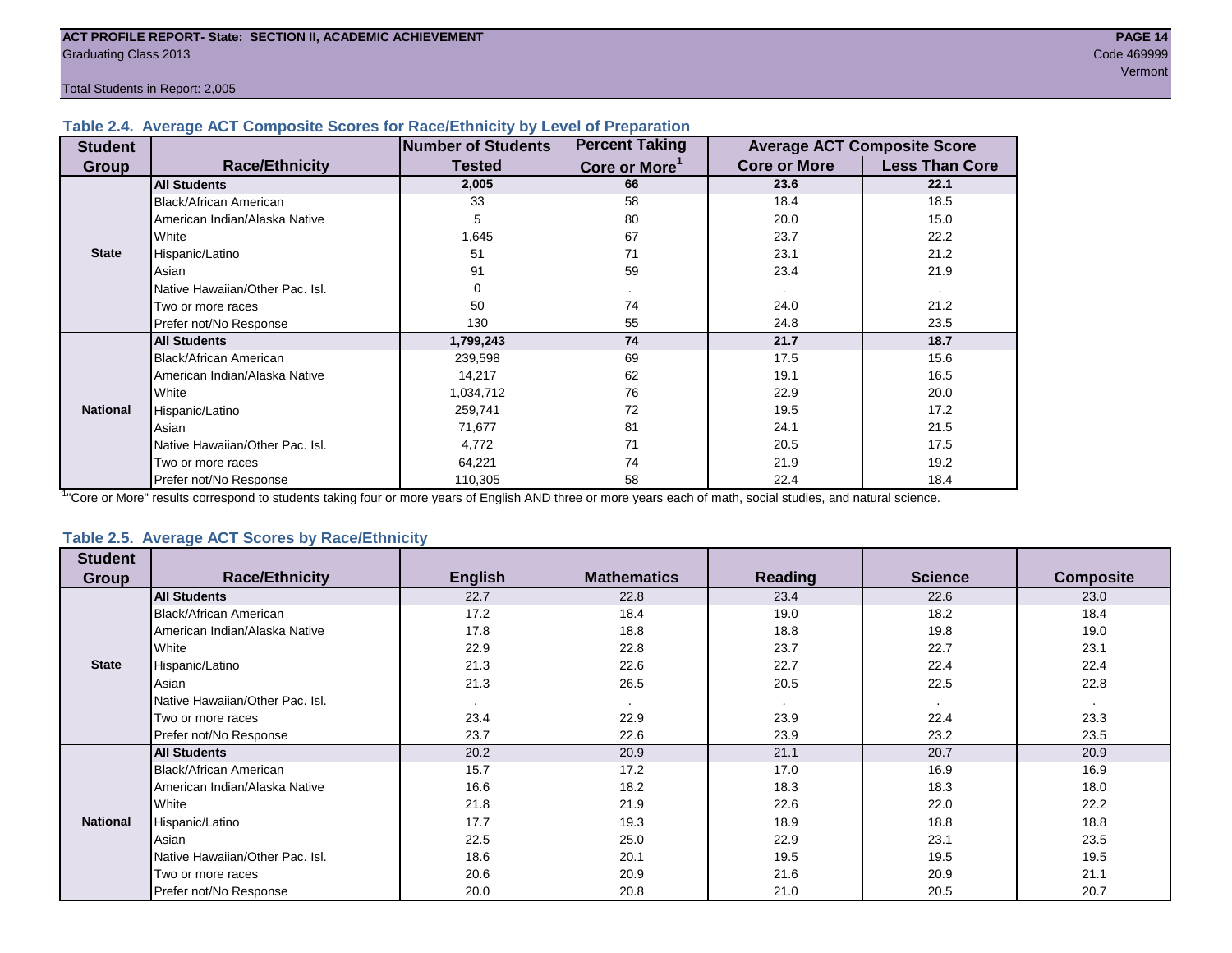ACT PROFILE REPORT- State: SECTION II, ACADEMIC ACHIEVEMENT

Graduating Class 2013

Code 469999

Vermont

Total Students in Report: 2,005

### Table 2.4. Average ACT Composite Scores for Race/Ethnicity by Level of Preparation

| Student Group | Race/Ethnicity | Number of Students Tested | Percent Taking Core or More[1] | Average ACT Composite Score | |
|---|---|---|---|---|---|
| | | | | Core or More | Less Than Core |
| State | **All Students** | **2,005** | **66** | **23.6** | **22.1** |
| | Black/African American | 33 | 58 | 18.4 | 18.5 |
| | American Indian/Alaska Native | 5 | 80 | 20.0 | 15.0 |
| | White | 1,645 | 67 | 23.7 | 22.2 |
| | Hispanic/Latino | 51 | 71 | 23.1 | 21.2 |
| | Asian | 91 | 59 | 23.4 | 21.9 |
| | Native Hawaiian/Other Pac. Isl. | 0 | . | . | . |
| | Two or more races | 50 | 74 | 24.0 | 21.2 |
| | Prefer not/No Response | 130 | 55 | 24.8 | 23.5 |
| National | **All Students** | **1,799,243** | **74** | **21.7** | **18.7** |
| | Black/African American | 239,598 | 69 | 17.5 | 15.6 |
| | American Indian/Alaska Native | 14,217 | 62 | 19.1 | 16.5 |
| | White | 1,034,712 | 76 | 22.9 | 20.0 |
| | Hispanic/Latino | 259,741 | 72 | 19.5 | 17.2 |
| | Asian | 71,677 | 81 | 24.1 | 21.5 |
| | Native Hawaiian/Other Pac. Isl. | 4,772 | 71 | 20.5 | 17.5 |
| | Two or more races | 64,221 | 74 | 21.9 | 19.2 |
| | Prefer not/No Response | 110,305 | 58 | 22.4 | 18.4 |

[1]"Core or More" results correspond to students taking four or more years of English AND three or more years each of math, social studies, and natural science.

### Table 2.5. Average ACT Scores by Race/Ethnicity

| Student Group | Race/Ethnicity | English | Mathematics | Reading | Science | Composite |
|---|---|---|---|---|---|---|
| State | **All Students** | 22.7 | 22.8 | 23.4 | 22.6 | 23.0 |
| | Black/African American | 17.2 | 18.4 | 19.0 | 18.2 | 18.4 |
| | American Indian/Alaska Native | 17.8 | 18.8 | 18.8 | 19.8 | 19.0 |
| | White | 22.9 | 22.8 | 23.7 | 22.7 | 23.1 |
| | Hispanic/Latino | 21.3 | 22.6 | 22.7 | 22.4 | 22.4 |
| | Asian | 21.3 | 26.5 | 20.5 | 22.5 | 22.8 |
| | Native Hawaiian/Other Pac. Isl. | . | . | . | . | . |
| | Two or more races | 23.4 | 22.9 | 23.9 | 22.4 | 23.3 |
| | Prefer not/No Response | 23.7 | 22.6 | 23.9 | 23.2 | 23.5 |
| National | **All Students** | 20.2 | 20.9 | 21.1 | 20.7 | 20.9 |
| | Black/African American | 15.7 | 17.2 | 17.0 | 16.9 | 16.9 |
| | American Indian/Alaska Native | 16.6 | 18.2 | 18.3 | 18.3 | 18.0 |
| | White | 21.8 | 21.9 | 22.6 | 22.0 | 22.2 |
| | Hispanic/Latino | 17.7 | 19.3 | 18.9 | 18.8 | 18.8 |
| | Asian | 22.5 | 25.0 | 22.9 | 23.1 | 23.5 |
| | Native Hawaiian/Other Pac. Isl. | 18.6 | 20.1 | 19.5 | 19.5 | 19.5 |
| | Two or more races | 20.6 | 20.9 | 21.6 | 20.9 | 21.1 |
| | Prefer not/No Response | 20.0 | 20.8 | 21.0 | 20.5 | 20.7 |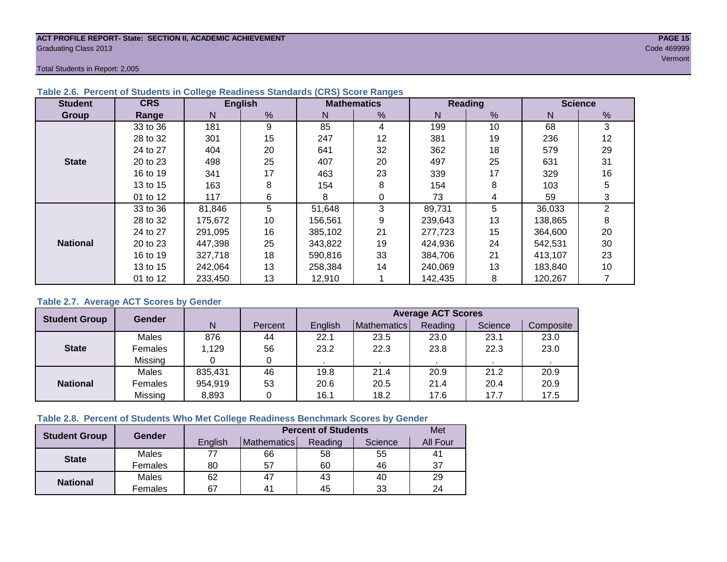ACT PROFILE REPORT- State: SECTION II, ACADEMIC ACHIEVEMENT
Graduating Class 2013
Code 469999
Vermont

Total Students in Report: 2,005

### Table 2.6. Percent of Students in College Readiness Standards (CRS) Score Ranges

| Student Group | CRS Range | English | | Mathematics | | Reading | | Science | |
|---|---|---|---|---|---|---|---|---|---|
| | | N | % | N | % | N | % | N | % |
| State | 33 to 36 | 181 | 9 | 85 | 4 | 199 | 10 | 68 | 3 |
| | 28 to 32 | 301 | 15 | 247 | 12 | 381 | 19 | 236 | 12 |
| | 24 to 27 | 404 | 20 | 641 | 32 | 362 | 18 | 579 | 29 |
| | 20 to 23 | 498 | 25 | 407 | 20 | 497 | 25 | 631 | 31 |
| | 16 to 19 | 341 | 17 | 463 | 23 | 339 | 17 | 329 | 16 |
| | 13 to 15 | 163 | 8 | 154 | 8 | 154 | 8 | 103 | 5 |
| | 01 to 12 | 117 | 6 | 8 | 0 | 73 | 4 | 59 | 3 |
| National | 33 to 36 | 81,846 | 5 | 51,648 | 3 | 89,731 | 5 | 36,033 | 2 |
| | 28 to 32 | 175,672 | 10 | 156,561 | 9 | 239,643 | 13 | 138,865 | 8 |
| | 24 to 27 | 291,095 | 16 | 385,102 | 21 | 277,723 | 15 | 364,600 | 20 |
| | 20 to 23 | 447,398 | 25 | 343,822 | 19 | 424,936 | 24 | 542,531 | 30 |
| | 16 to 19 | 327,718 | 18 | 590,816 | 33 | 384,706 | 21 | 413,107 | 23 |
| | 13 to 15 | 242,064 | 13 | 258,384 | 14 | 240,069 | 13 | 183,840 | 10 |
| | 01 to 12 | 233,450 | 13 | 12,910 | 1 | 142,435 | 8 | 120,267 | 7 |

### Table 2.7. Average ACT Scores by Gender

| Student Group | Gender | N | Percent | Average ACT Scores | | | | |
|---|---|---|---|---|---|---|---|---|
| | | | | English | Mathematics | Reading | Science | Composite |
| State | Males | 876 | 44 | 22.1 | 23.5 | 23.0 | 23.1 | 23.0 |
| | Females | 1,129 | 56 | 23.2 | 22.3 | 23.8 | 22.3 | 23.0 |
| | Missing | 0 | 0 | . | . | . | . | . |
| National | Males | 835,431 | 46 | 19.8 | 21.4 | 20.9 | 21.2 | 20.9 |
| | Females | 954,919 | 53 | 20.6 | 20.5 | 21.4 | 20.4 | 20.9 |
| | Missing | 8,893 | 0 | 16.1 | 18.2 | 17.6 | 17.7 | 17.5 |

### Table 2.8. Percent of Students Who Met College Readiness Benchmark Scores by Gender

| Student Group | Gender | Percent of Students | | | | Met |
|---|---|---|---|---|---|---|
| | | English | Mathematics | Reading | Science | All Four |
| State | Males | 77 | 66 | 58 | 55 | 41 |
| | Females | 80 | 57 | 60 | 46 | 37 |
| National | Males | 62 | 47 | 43 | 40 | 29 |
| | Females | 67 | 41 | 45 | 33 | 24 |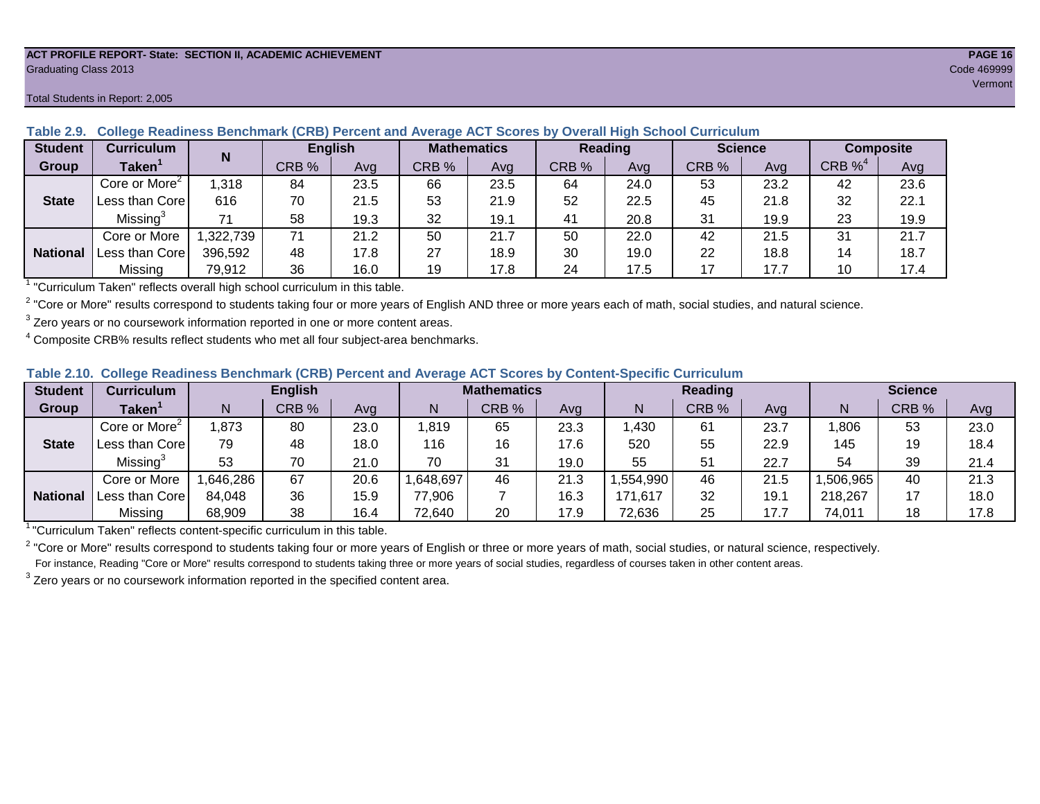**ACT PROFILE REPORT- State: SECTION II, ACADEMIC ACHIEVEMENT**
Graduating Class 2013
Code 469999
Vermont

Total Students in Report: 2,005

### Table 2.9. College Readiness Benchmark (CRB) Percent and Average ACT Scores by Overall High School Curriculum

| Student Group | Curriculum Taken[1] | N | English | | Mathematics | | Reading | | Science | | Composite | |
|---|---|---|---|---|---|---|---|---|---|---|---|---|
| | | | CRB % | Avg | CRB % | Avg | CRB % | Avg | CRB % | Avg | CRB %[4] | Avg |
| State | Core or More[2] | 1,318 | 84 | 23.5 | 66 | 23.5 | 64 | 24.0 | 53 | 23.2 | 42 | 23.6 |
| | Less than Core | 616 | 70 | 21.5 | 53 | 21.9 | 52 | 22.5 | 45 | 21.8 | 32 | 22.1 |
| | Missing[3] | 71 | 58 | 19.3 | 32 | 19.1 | 41 | 20.8 | 31 | 19.9 | 23 | 19.9 |
| National | Core or More | 1,322,739 | 71 | 21.2 | 50 | 21.7 | 50 | 22.0 | 42 | 21.5 | 31 | 21.7 |
| | Less than Core | 396,592 | 48 | 17.8 | 27 | 18.9 | 30 | 19.0 | 22 | 18.8 | 14 | 18.7 |
| | Missing | 79,912 | 36 | 16.0 | 19 | 17.8 | 24 | 17.5 | 17 | 17.7 | 10 | 17.4 |

[1] "Curriculum Taken" reflects overall high school curriculum in this table.

[2] "Core or More" results correspond to students taking four or more years of English AND three or more years each of math, social studies, and natural science.

[3] Zero years or no coursework information reported in one or more content areas.

[4] Composite CRB% results reflect students who met all four subject-area benchmarks.

### Table 2.10. College Readiness Benchmark (CRB) Percent and Average ACT Scores by Content-Specific Curriculum

| Student Group | Curriculum Taken[1] | English | | | Mathematics | | | Reading | | | Science | | |
|---|---|---|---|---|---|---|---|---|---|---|---|---|---|
| | | N | CRB % | Avg | N | CRB % | Avg | N | CRB % | Avg | N | CRB % | Avg |
| State | Core or More[2] | 1,873 | 80 | 23.0 | 1,819 | 65 | 23.3 | 1,430 | 61 | 23.7 | 1,806 | 53 | 23.0 |
| | Less than Core | 79 | 48 | 18.0 | 116 | 16 | 17.6 | 520 | 55 | 22.9 | 145 | 19 | 18.4 |
| | Missing[3] | 53 | 70 | 21.0 | 70 | 31 | 19.0 | 55 | 51 | 22.7 | 54 | 39 | 21.4 |
| National | Core or More | 1,646,286 | 67 | 20.6 | 1,648,697 | 46 | 21.3 | 1,554,990 | 46 | 21.5 | 1,506,965 | 40 | 21.3 |
| | Less than Core | 84,048 | 36 | 15.9 | 77,906 | 7 | 16.3 | 171,617 | 32 | 19.1 | 218,267 | 17 | 18.0 |
| | Missing | 68,909 | 38 | 16.4 | 72,640 | 20 | 17.9 | 72,636 | 25 | 17.7 | 74,011 | 18 | 17.8 |

[1] "Curriculum Taken" reflects content-specific curriculum in this table.

[2] "Core or More" results correspond to students taking four or more years of English or three or more years of math, social studies, or natural science, respectively.
For instance, Reading "Core or More" results correspond to students taking three or more years of social studies, regardless of courses taken in other content areas.

[3] Zero years or no coursework information reported in the specified content area.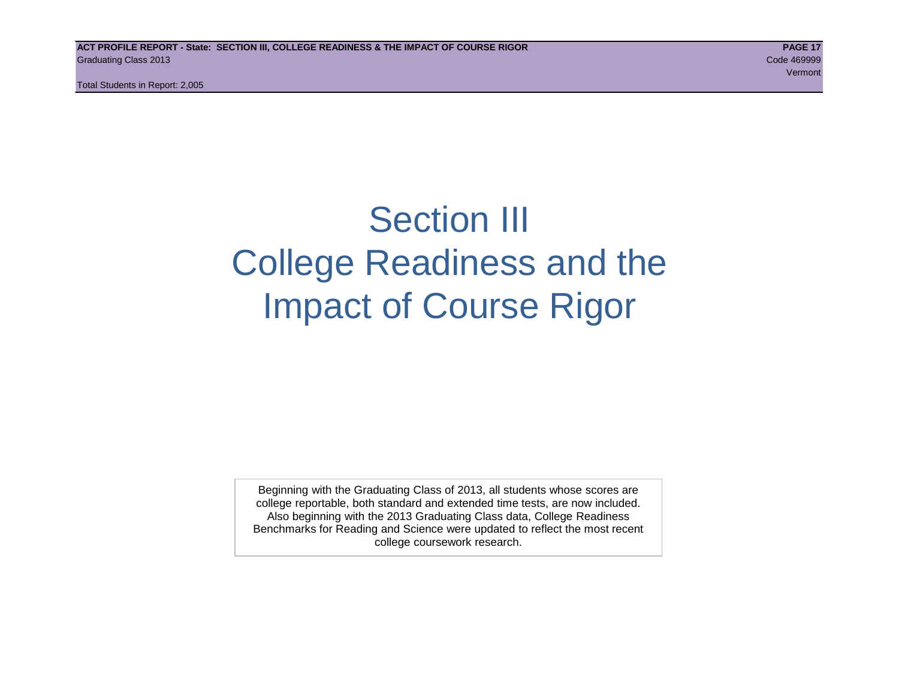# Section III College Readiness and the Impact of Course Rigor

Beginning with the Graduating Class of 2013, all students whose scores are college reportable, both standard and extended time tests, are now included. Also beginning with the 2013 Graduating Class data, College Readiness Benchmarks for Reading and Science were updated to reflect the most recent college coursework research.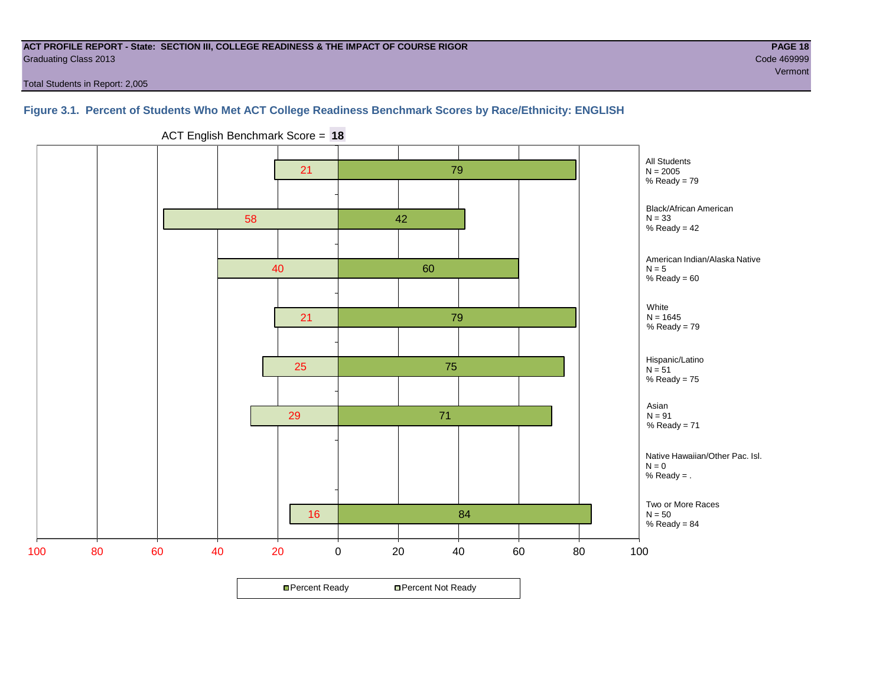**ACT PROFILE REPORT - State: SECTION III, COLLEGE READINESS & THE IMPACT OF COURSE RIGOR**
Graduating Class 2013

Code 469999
Vermont

Total Students in Report: 2,005

### Figure 3.1. Percent of Students Who Met ACT College Readiness Benchmark Scores by Race/Ethnicity: ENGLISH

ACT English Benchmark Score = **18**

| Group | N | Percent Not Ready | Percent Ready | % Ready |
|---|---|---|---|---|
| All Students | 2005 | 21 | 79 | 79 |
| Black/African American | 33 | 58 | 42 | 42 |
| American Indian/Alaska Native | 5 | 40 | 60 | 60 |
| White | 1645 | 21 | 79 | 79 |
| Hispanic/Latino | 51 | 25 | 75 | 75 |
| Asian | 91 | 29 | 71 | 71 |
| Native Hawaiian/Other Pac. Isl. | 0 | | | . |
| Two or More Races | 50 | 16 | 84 | 84 |

Percent Ready / Percent Not Ready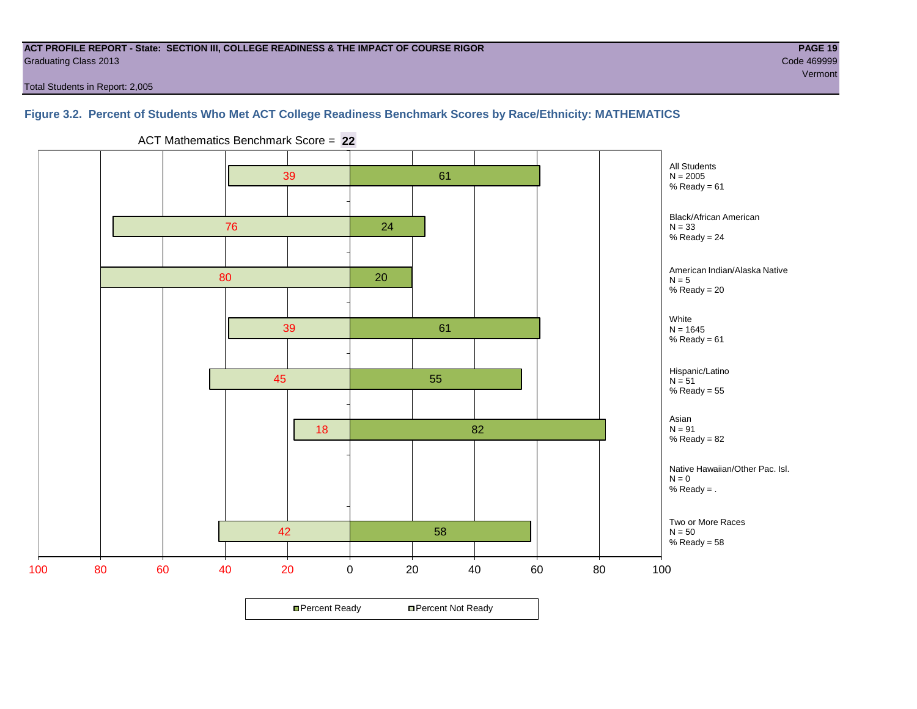**ACT PROFILE REPORT - State: SECTION III, COLLEGE READINESS & THE IMPACT OF COURSE RIGOR**

Graduating Class 2013

Code 469999

Vermont

Total Students in Report: 2,005

### Figure 3.2. Percent of Students Who Met ACT College Readiness Benchmark Scores by Race/Ethnicity: MATHEMATICS

ACT Mathematics Benchmark Score = **22**

| Group | N | Percent Not Ready | Percent Ready | % Ready |
|---|---|---|---|---|
| All Students | 2005 | 39 | 61 | 61 |
| Black/African American | 33 | 76 | 24 | 24 |
| American Indian/Alaska Native | 5 | 80 | 20 | 20 |
| White | 1645 | 39 | 61 | 61 |
| Hispanic/Latino | 51 | 45 | 55 | 55 |
| Asian | 91 | 18 | 82 | 82 |
| Native Hawaiian/Other Pac. Isl. | 0 | | | . |
| Two or More Races | 50 | 42 | 58 | 58 |

Percent Ready | Percent Not Ready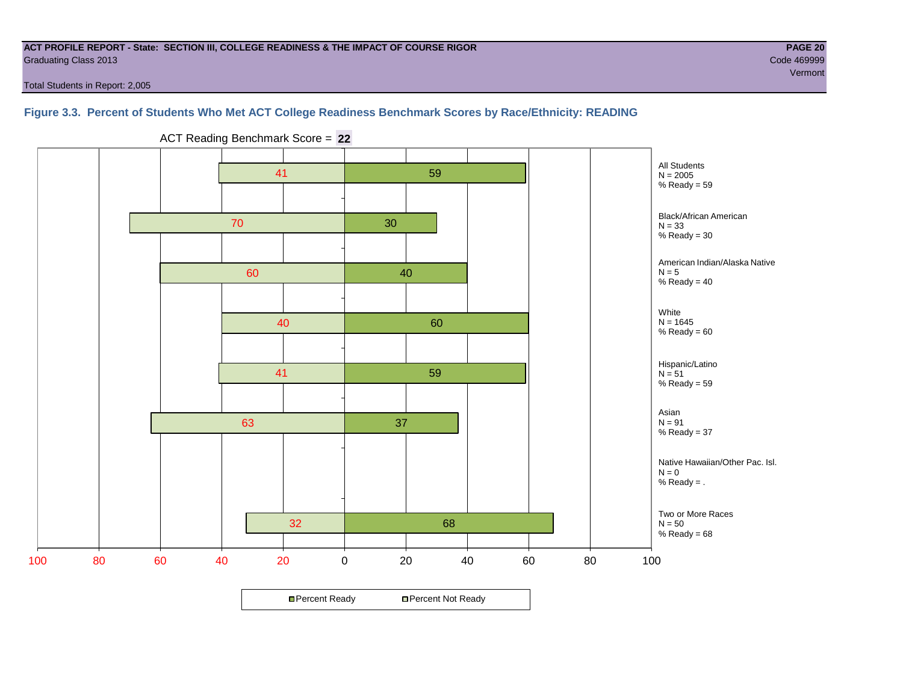ACT PROFILE REPORT - State: SECTION III, COLLEGE READINESS & THE IMPACT OF COURSE RIGOR
Graduating Class 2013
Code 469999
Vermont

Total Students in Report: 2,005

## Figure 3.3. Percent of Students Who Met ACT College Readiness Benchmark Scores by Race/Ethnicity: READING

ACT Reading Benchmark Score = **22**

| Group | N | Percent Not Ready | Percent Ready | % Ready |
|---|---|---|---|---|
| All Students | 2005 | 41 | 59 | 59 |
| Black/African American | 33 | 70 | 30 | 30 |
| American Indian/Alaska Native | 5 | 60 | 40 | 40 |
| White | 1645 | 40 | 60 | 60 |
| Hispanic/Latino | 51 | 41 | 59 | 59 |
| Asian | 91 | 63 | 37 | 37 |
| Native Hawaiian/Other Pac. Isl. | 0 | | | . |
| Two or More Races | 50 | 32 | 68 | 68 |

Percent Ready | Percent Not Ready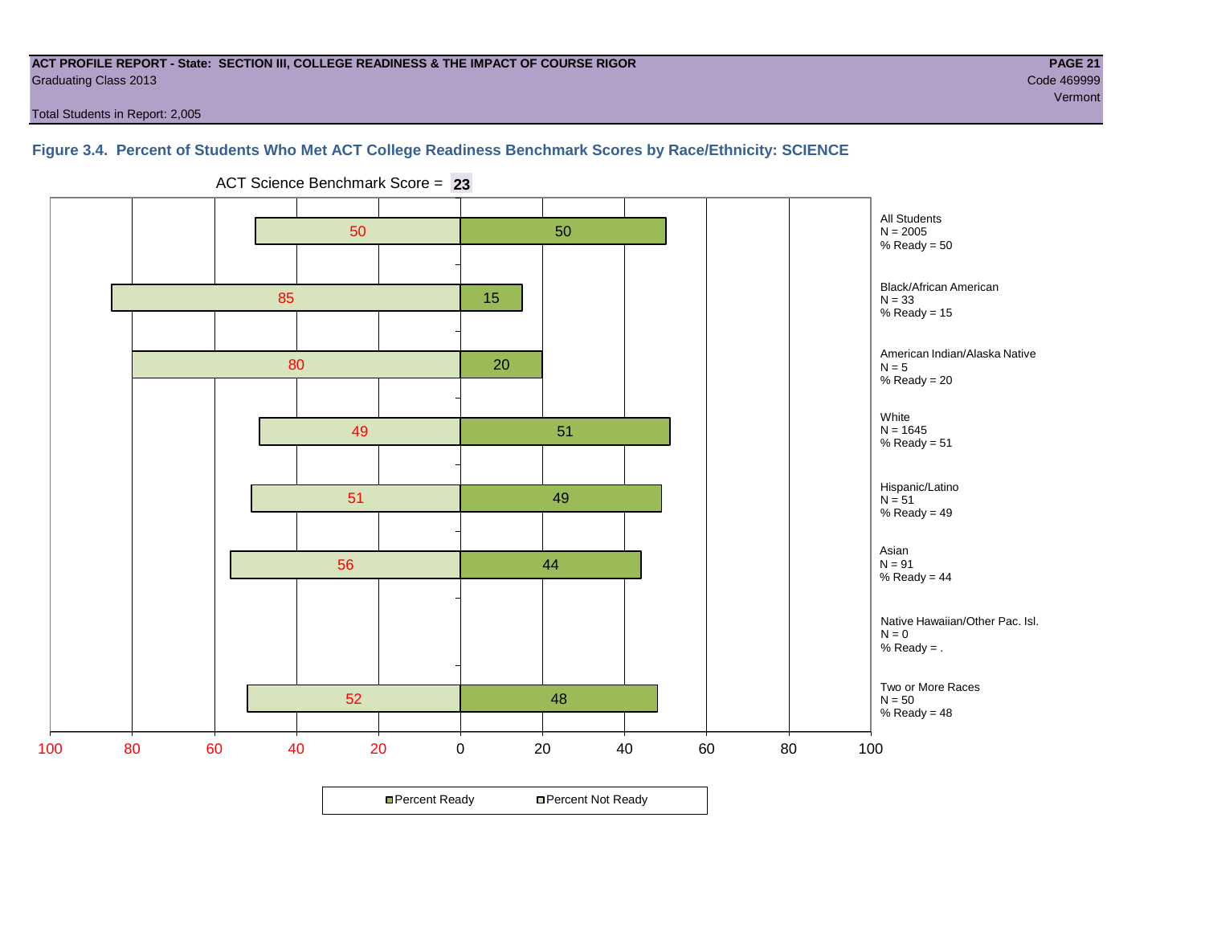**ACT PROFILE REPORT - State: SECTION III, COLLEGE READINESS & THE IMPACT OF COURSE RIGOR**
Graduating Class 2013

Code 469999
Vermont

Total Students in Report: 2,005

### Figure 3.4. Percent of Students Who Met ACT College Readiness Benchmark Scores by Race/Ethnicity: SCIENCE

ACT Science Benchmark Score = **23**

| Group | N | Percent Not Ready | Percent Ready |
|---|---|---|---|
| All Students | 2005 | 50 | 50 |
| Black/African American | 33 | 85 | 15 |
| American Indian/Alaska Native | 5 | 80 | 20 |
| White | 1645 | 49 | 51 |
| Hispanic/Latino | 51 | 51 | 49 |
| Asian | 91 | 56 | 44 |
| Native Hawaiian/Other Pac. Isl. | 0 | | . |
| Two or More Races | 50 | 52 | 48 |

■Percent Ready □Percent Not Ready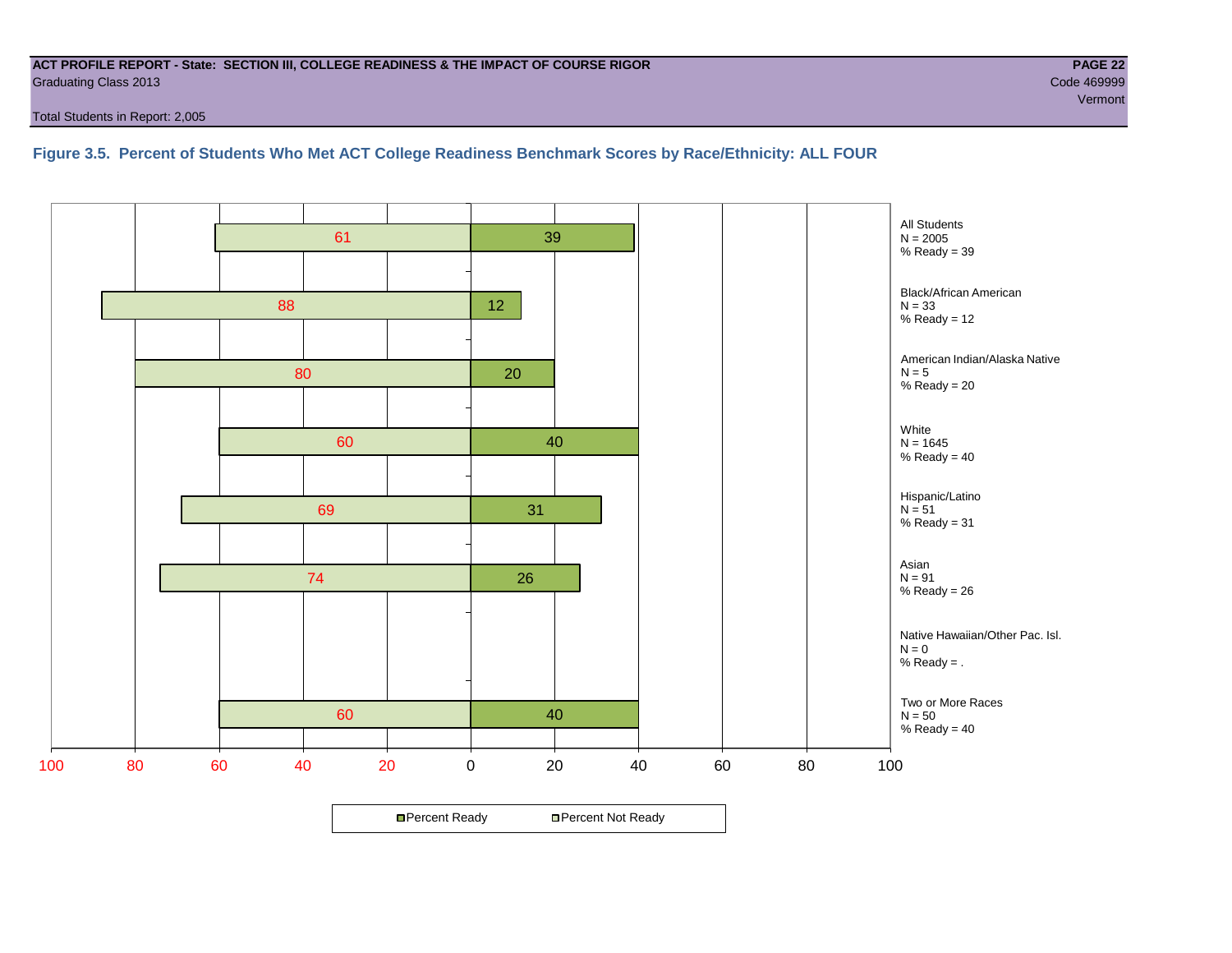**ACT PROFILE REPORT - State: SECTION III, COLLEGE READINESS & THE IMPACT OF COURSE RIGOR**
Graduating Class 2013

Code 469999
Vermont

Total Students in Report: 2,005

### Figure 3.5. Percent of Students Who Met ACT College Readiness Benchmark Scores by Race/Ethnicity: ALL FOUR

| Group | N | Percent Not Ready | Percent Ready |
|---|---|---|---|
| All Students | 2005 | 61 | 39 |
| Black/African American | 33 | 88 | 12 |
| American Indian/Alaska Native | 5 | 80 | 20 |
| White | 1645 | 60 | 40 |
| Hispanic/Latino | 51 | 69 | 31 |
| Asian | 91 | 74 | 26 |
| Native Hawaiian/Other Pac. Isl. | 0 | | . |
| Two or More Races | 50 | 60 | 40 |

Percent Ready | Percent Not Ready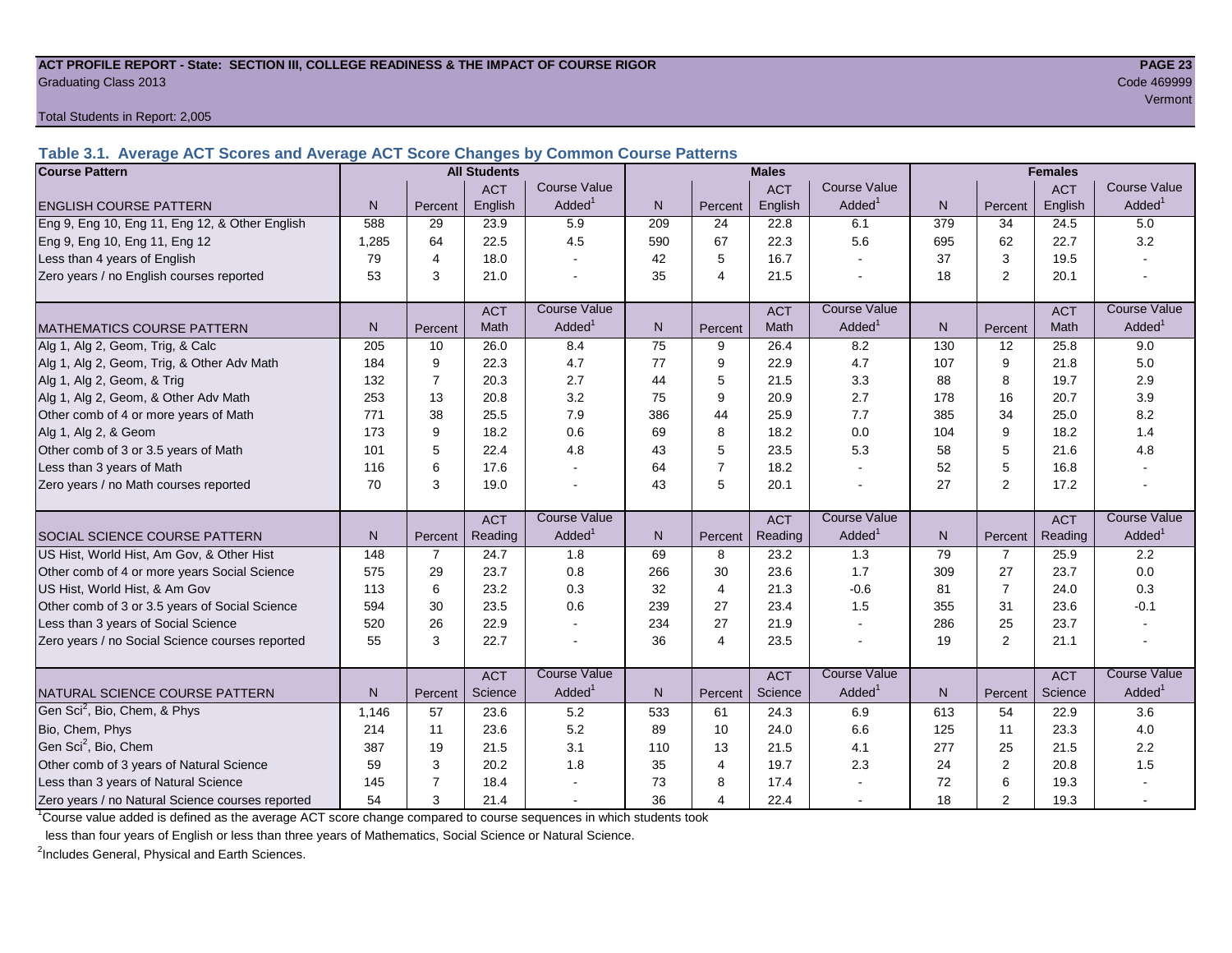**ACT PROFILE REPORT - State: SECTION III, COLLEGE READINESS & THE IMPACT OF COURSE RIGOR**
Graduating Class 2013

Code 469999
Vermont

Total Students in Report: 2,005

### Table 3.1. Average ACT Scores and Average ACT Score Changes by Common Course Patterns

| Course Pattern | All Students | | | | Males | | | | Females | | | |
|---|---|---|---|---|---|---|---|---|---|---|---|---|
| ENGLISH COURSE PATTERN | N | Percent | ACT English | Course Value Added[1] | N | Percent | ACT English | Course Value Added[1] | N | Percent | ACT English | Course Value Added[1] |
| Eng 9, Eng 10, Eng 11, Eng 12, & Other English | 588 | 29 | 23.9 | 5.9 | 209 | 24 | 22.8 | 6.1 | 379 | 34 | 24.5 | 5.0 |
| Eng 9, Eng 10, Eng 11, Eng 12 | 1,285 | 64 | 22.5 | 4.5 | 590 | 67 | 22.3 | 5.6 | 695 | 62 | 22.7 | 3.2 |
| Less than 4 years of English | 79 | 4 | 18.0 | - | 42 | 5 | 16.7 | - | 37 | 3 | 19.5 | - |
| Zero years / no English courses reported | 53 | 3 | 21.0 | - | 35 | 4 | 21.5 | - | 18 | 2 | 20.1 | - |
| MATHEMATICS COURSE PATTERN | N | Percent | ACT Math | Course Value Added[1] | N | Percent | ACT Math | Course Value Added[1] | N | Percent | ACT Math | Course Value Added[1] |
| Alg 1, Alg 2, Geom, Trig, & Calc | 205 | 10 | 26.0 | 8.4 | 75 | 9 | 26.4 | 8.2 | 130 | 12 | 25.8 | 9.0 |
| Alg 1, Alg 2, Geom, Trig, & Other Adv Math | 184 | 9 | 22.3 | 4.7 | 77 | 9 | 22.9 | 4.7 | 107 | 9 | 21.8 | 5.0 |
| Alg 1, Alg 2, Geom, & Trig | 132 | 7 | 20.3 | 2.7 | 44 | 5 | 21.5 | 3.3 | 88 | 8 | 19.7 | 2.9 |
| Alg 1, Alg 2, Geom, & Other Adv Math | 253 | 13 | 20.8 | 3.2 | 75 | 9 | 20.9 | 2.7 | 178 | 16 | 20.7 | 3.9 |
| Other comb of 4 or more years of Math | 771 | 38 | 25.5 | 7.9 | 386 | 44 | 25.9 | 7.7 | 385 | 34 | 25.0 | 8.2 |
| Alg 1, Alg 2, & Geom | 173 | 9 | 18.2 | 0.6 | 69 | 8 | 18.2 | 0.0 | 104 | 9 | 18.2 | 1.4 |
| Other comb of 3 or 3.5 years of Math | 101 | 5 | 22.4 | 4.8 | 43 | 5 | 23.5 | 5.3 | 58 | 5 | 21.6 | 4.8 |
| Less than 3 years of Math | 116 | 6 | 17.6 | - | 64 | 7 | 18.2 | - | 52 | 5 | 16.8 | - |
| Zero years / no Math courses reported | 70 | 3 | 19.0 | - | 43 | 5 | 20.1 | - | 27 | 2 | 17.2 | - |
| SOCIAL SCIENCE COURSE PATTERN | N | Percent | ACT Reading | Course Value Added[1] | N | Percent | ACT Reading | Course Value Added[1] | N | Percent | ACT Reading | Course Value Added[1] |
| US Hist, World Hist, Am Gov, & Other Hist | 148 | 7 | 24.7 | 1.8 | 69 | 8 | 23.2 | 1.3 | 79 | 7 | 25.9 | 2.2 |
| Other comb of 4 or more years Social Science | 575 | 29 | 23.7 | 0.8 | 266 | 30 | 23.6 | 1.7 | 309 | 27 | 23.7 | 0.0 |
| US Hist, World Hist, & Am Gov | 113 | 6 | 23.2 | 0.3 | 32 | 4 | 21.3 | -0.6 | 81 | 7 | 24.0 | 0.3 |
| Other comb of 3 or 3.5 years of Social Science | 594 | 30 | 23.5 | 0.6 | 239 | 27 | 23.4 | 1.5 | 355 | 31 | 23.6 | -0.1 |
| Less than 3 years of Social Science | 520 | 26 | 22.9 | - | 234 | 27 | 21.9 | - | 286 | 25 | 23.7 | - |
| Zero years / no Social Science courses reported | 55 | 3 | 22.7 | - | 36 | 4 | 23.5 | - | 19 | 2 | 21.1 | - |
| NATURAL SCIENCE COURSE PATTERN | N | Percent | ACT Science | Course Value Added[1] | N | Percent | ACT Science | Course Value Added[1] | N | Percent | ACT Science | Course Value Added[1] |
| Gen Sci[2], Bio, Chem, & Phys | 1,146 | 57 | 23.6 | 5.2 | 533 | 61 | 24.3 | 6.9 | 613 | 54 | 22.9 | 3.6 |
| Bio, Chem, Phys | 214 | 11 | 23.6 | 5.2 | 89 | 10 | 24.0 | 6.6 | 125 | 11 | 23.3 | 4.0 |
| Gen Sci[2], Bio, Chem | 387 | 19 | 21.5 | 3.1 | 110 | 13 | 21.5 | 4.1 | 277 | 25 | 21.5 | 2.2 |
| Other comb of 3 years of Natural Science | 59 | 3 | 20.2 | 1.8 | 35 | 4 | 19.7 | 2.3 | 24 | 2 | 20.8 | 1.5 |
| Less than 3 years of Natural Science | 145 | 7 | 18.4 | - | 73 | 8 | 17.4 | - | 72 | 6 | 19.3 | - |
| Zero years / no Natural Science courses reported | 54 | 3 | 21.4 | - | 36 | 4 | 22.4 | - | 18 | 2 | 19.3 | - |

[1]Course value added is defined as the average ACT score change compared to course sequences in which students took less than four years of English or less than three years of Mathematics, Social Science or Natural Science.

[2]Includes General, Physical and Earth Sciences.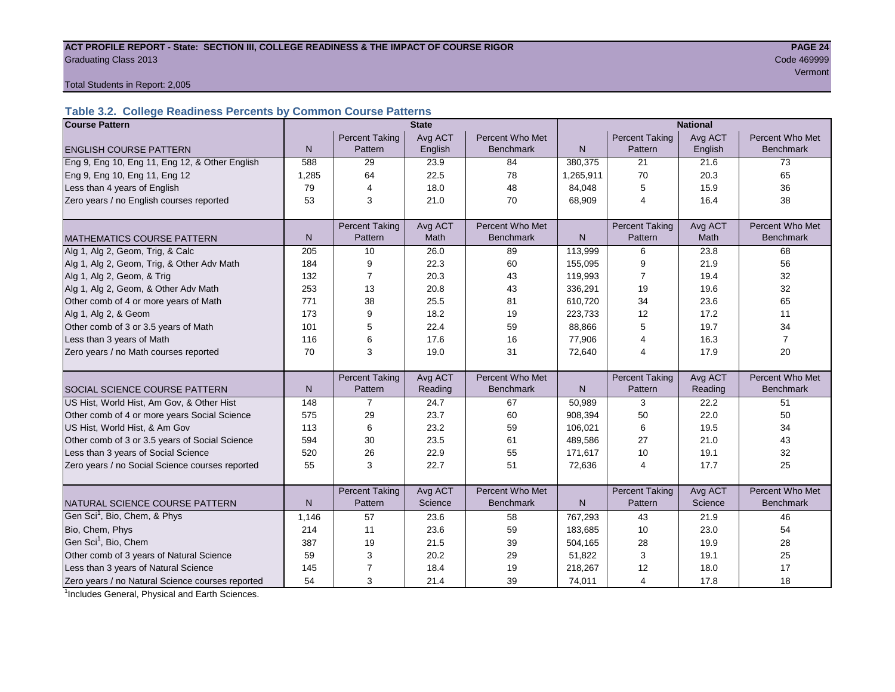**ACT PROFILE REPORT - State: SECTION III, COLLEGE READINESS & THE IMPACT OF COURSE RIGOR**

Graduating Class 2013

Code 469999

Vermont

Total Students in Report: 2,005

### Table 3.2. College Readiness Percents by Common Course Patterns

| Course Pattern | State | | | | National | | | |
|---|---|---|---|---|---|---|---|---|
| ENGLISH COURSE PATTERN | N | Percent Taking Pattern | Avg ACT English | Percent Who Met Benchmark | N | Percent Taking Pattern | Avg ACT English | Percent Who Met Benchmark |
| Eng 9, Eng 10, Eng 11, Eng 12, & Other English | 588 | 29 | 23.9 | 84 | 380,375 | 21 | 21.6 | 73 |
| Eng 9, Eng 10, Eng 11, Eng 12 | 1,285 | 64 | 22.5 | 78 | 1,265,911 | 70 | 20.3 | 65 |
| Less than 4 years of English | 79 | 4 | 18.0 | 48 | 84,048 | 5 | 15.9 | 36 |
| Zero years / no English courses reported | 53 | 3 | 21.0 | 70 | 68,909 | 4 | 16.4 | 38 |
| MATHEMATICS COURSE PATTERN | N | Percent Taking Pattern | Avg ACT Math | Percent Who Met Benchmark | N | Percent Taking Pattern | Avg ACT Math | Percent Who Met Benchmark |
| Alg 1, Alg 2, Geom, Trig, & Calc | 205 | 10 | 26.0 | 89 | 113,999 | 6 | 23.8 | 68 |
| Alg 1, Alg 2, Geom, Trig, & Other Adv Math | 184 | 9 | 22.3 | 60 | 155,095 | 9 | 21.9 | 56 |
| Alg 1, Alg 2, Geom, & Trig | 132 | 7 | 20.3 | 43 | 119,993 | 7 | 19.4 | 32 |
| Alg 1, Alg 2, Geom, & Other Adv Math | 253 | 13 | 20.8 | 43 | 336,291 | 19 | 19.6 | 32 |
| Other comb of 4 or more years of Math | 771 | 38 | 25.5 | 81 | 610,720 | 34 | 23.6 | 65 |
| Alg 1, Alg 2, & Geom | 173 | 9 | 18.2 | 19 | 223,733 | 12 | 17.2 | 11 |
| Other comb of 3 or 3.5 years of Math | 101 | 5 | 22.4 | 59 | 88,866 | 5 | 19.7 | 34 |
| Less than 3 years of Math | 116 | 6 | 17.6 | 16 | 77,906 | 4 | 16.3 | 7 |
| Zero years / no Math courses reported | 70 | 3 | 19.0 | 31 | 72,640 | 4 | 17.9 | 20 |
| SOCIAL SCIENCE COURSE PATTERN | N | Percent Taking Pattern | Avg ACT Reading | Percent Who Met Benchmark | N | Percent Taking Pattern | Avg ACT Reading | Percent Who Met Benchmark |
| US Hist, World Hist, Am Gov, & Other Hist | 148 | 7 | 24.7 | 67 | 50,989 | 3 | 22.2 | 51 |
| Other comb of 4 or more years Social Science | 575 | 29 | 23.7 | 60 | 908,394 | 50 | 22.0 | 50 |
| US Hist, World Hist, & Am Gov | 113 | 6 | 23.2 | 59 | 106,021 | 6 | 19.5 | 34 |
| Other comb of 3 or 3.5 years of Social Science | 594 | 30 | 23.5 | 61 | 489,586 | 27 | 21.0 | 43 |
| Less than 3 years of Social Science | 520 | 26 | 22.9 | 55 | 171,617 | 10 | 19.1 | 32 |
| Zero years / no Social Science courses reported | 55 | 3 | 22.7 | 51 | 72,636 | 4 | 17.7 | 25 |
| NATURAL SCIENCE COURSE PATTERN | N | Percent Taking Pattern | Avg ACT Science | Percent Who Met Benchmark | N | Percent Taking Pattern | Avg ACT Science | Percent Who Met Benchmark |
| Gen Sci[1], Bio, Chem, & Phys | 1,146 | 57 | 23.6 | 58 | 767,293 | 43 | 21.9 | 46 |
| Bio, Chem, Phys | 214 | 11 | 23.6 | 59 | 183,685 | 10 | 23.0 | 54 |
| Gen Sci[1], Bio, Chem | 387 | 19 | 21.5 | 39 | 504,165 | 28 | 19.9 | 28 |
| Other comb of 3 years of Natural Science | 59 | 3 | 20.2 | 29 | 51,822 | 3 | 19.1 | 25 |
| Less than 3 years of Natural Science | 145 | 7 | 18.4 | 19 | 218,267 | 12 | 18.0 | 17 |
| Zero years / no Natural Science courses reported | 54 | 3 | 21.4 | 39 | 74,011 | 4 | 17.8 | 18 |

[1]Includes General, Physical and Earth Sciences.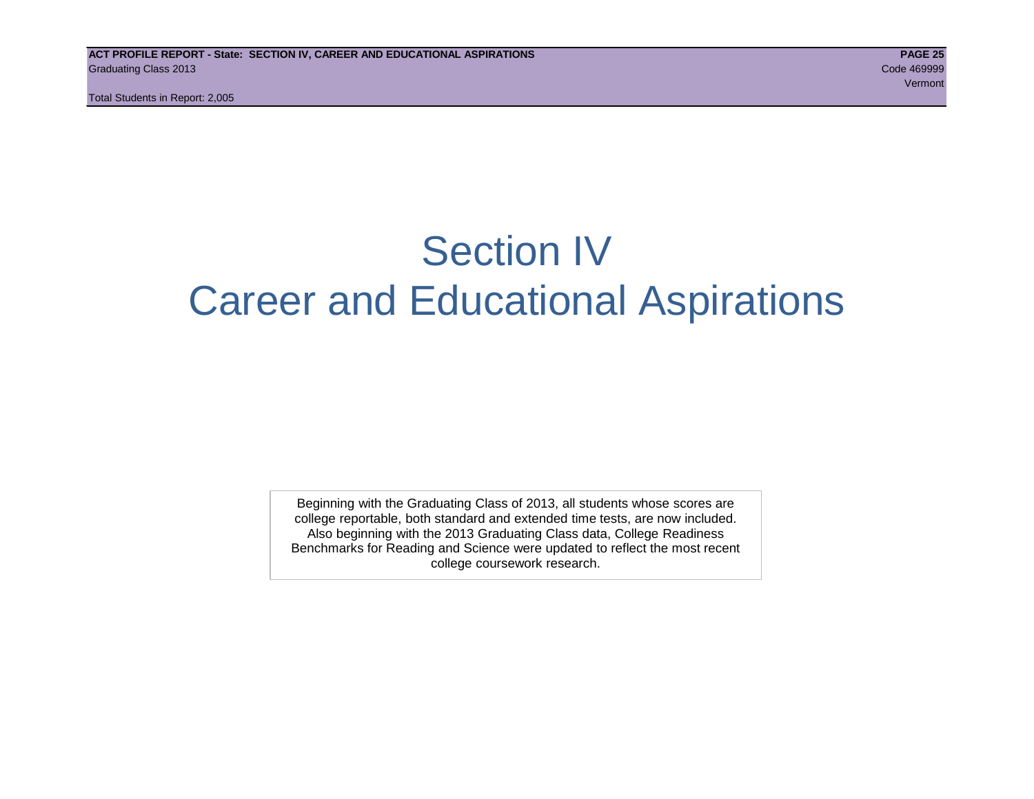# Section IV
# Career and Educational Aspirations

Beginning with the Graduating Class of 2013, all students whose scores are college reportable, both standard and extended time tests, are now included. Also beginning with the 2013 Graduating Class data, College Readiness Benchmarks for Reading and Science were updated to reflect the most recent college coursework research.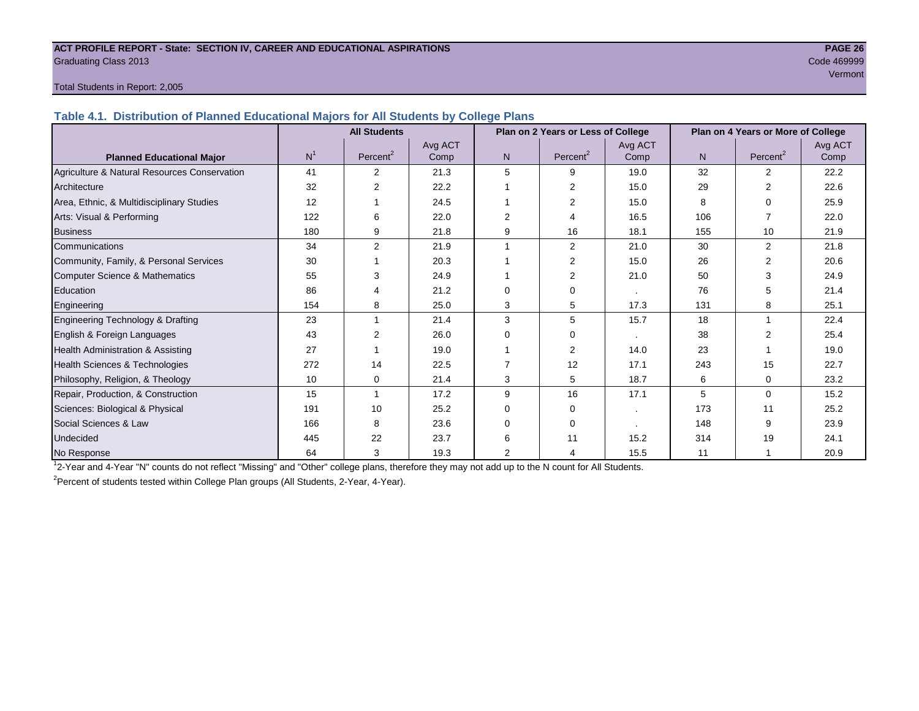ACT PROFILE REPORT - State: SECTION IV, CAREER AND EDUCATIONAL ASPIRATIONS

Graduating Class 2013

Code 469999

Vermont

Total Students in Report: 2,005

## Table 4.1. Distribution of Planned Educational Majors for All Students by College Plans

| | All Students | | | Plan on 2 Years or Less of College | | | Plan on 4 Years or More of College | | |
|---|---|---|---|---|---|---|---|---|---|
| Planned Educational Major | N[1] | Percent[2] | Avg ACT Comp | N | Percent[2] | Avg ACT Comp | N | Percent[2] | Avg ACT Comp |
| Agriculture & Natural Resources Conservation | 41 | 2 | 21.3 | 5 | 9 | 19.0 | 32 | 2 | 22.2 |
| Architecture | 32 | 2 | 22.2 | 1 | 2 | 15.0 | 29 | 2 | 22.6 |
| Area, Ethnic, & Multidisciplinary Studies | 12 | 1 | 24.5 | 1 | 2 | 15.0 | 8 | 0 | 25.9 |
| Arts: Visual & Performing | 122 | 6 | 22.0 | 2 | 4 | 16.5 | 106 | 7 | 22.0 |
| Business | 180 | 9 | 21.8 | 9 | 16 | 18.1 | 155 | 10 | 21.9 |
| Communications | 34 | 2 | 21.9 | 1 | 2 | 21.0 | 30 | 2 | 21.8 |
| Community, Family, & Personal Services | 30 | 1 | 20.3 | 1 | 2 | 15.0 | 26 | 2 | 20.6 |
| Computer Science & Mathematics | 55 | 3 | 24.9 | 1 | 2 | 21.0 | 50 | 3 | 24.9 |
| Education | 86 | 4 | 21.2 | 0 | 0 | . | 76 | 5 | 21.4 |
| Engineering | 154 | 8 | 25.0 | 3 | 5 | 17.3 | 131 | 8 | 25.1 |
| Engineering Technology & Drafting | 23 | 1 | 21.4 | 3 | 5 | 15.7 | 18 | 1 | 22.4 |
| English & Foreign Languages | 43 | 2 | 26.0 | 0 | 0 | . | 38 | 2 | 25.4 |
| Health Administration & Assisting | 27 | 1 | 19.0 | 1 | 2 | 14.0 | 23 | 1 | 19.0 |
| Health Sciences & Technologies | 272 | 14 | 22.5 | 7 | 12 | 17.1 | 243 | 15 | 22.7 |
| Philosophy, Religion, & Theology | 10 | 0 | 21.4 | 3 | 5 | 18.7 | 6 | 0 | 23.2 |
| Repair, Production, & Construction | 15 | 1 | 17.2 | 9 | 16 | 17.1 | 5 | 0 | 15.2 |
| Sciences: Biological & Physical | 191 | 10 | 25.2 | 0 | 0 | . | 173 | 11 | 25.2 |
| Social Sciences & Law | 166 | 8 | 23.6 | 0 | 0 | . | 148 | 9 | 23.9 |
| Undecided | 445 | 22 | 23.7 | 6 | 11 | 15.2 | 314 | 19 | 24.1 |
| No Response | 64 | 3 | 19.3 | 2 | 4 | 15.5 | 11 | 1 | 20.9 |

[1]2-Year and 4-Year "N" counts do not reflect "Missing" and "Other" college plans, therefore they may not add up to the N count for All Students.

[2]Percent of students tested within College Plan groups (All Students, 2-Year, 4-Year).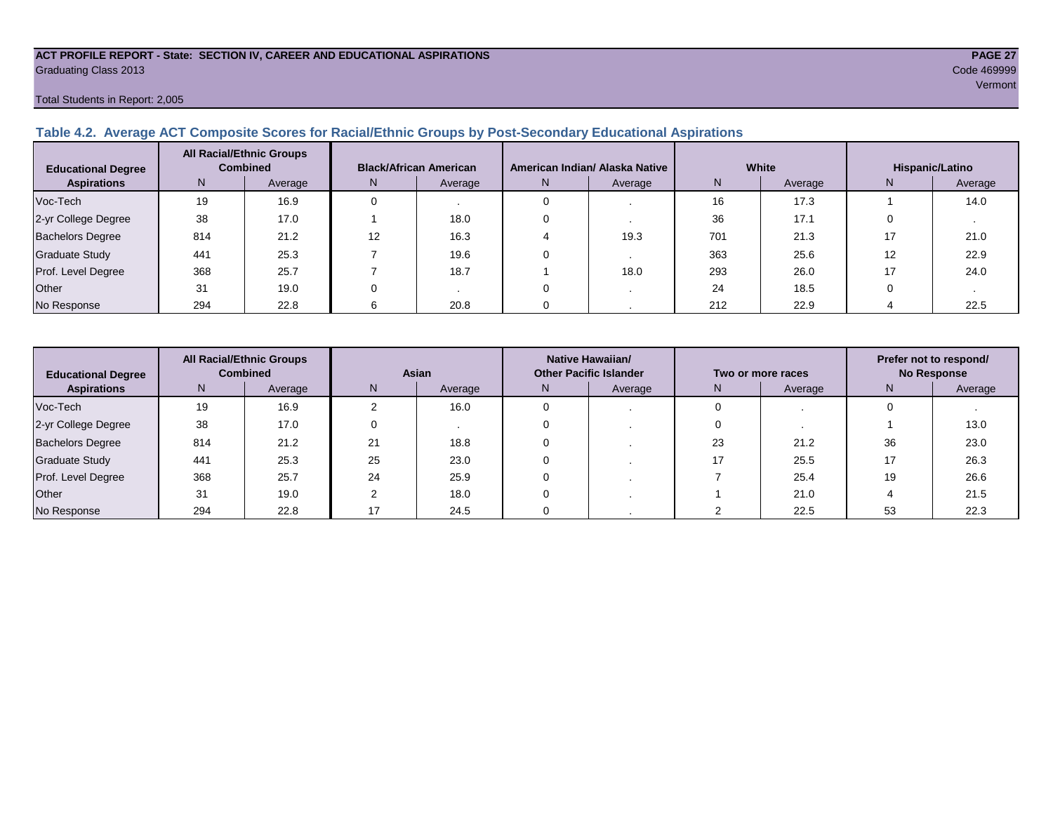**ACT PROFILE REPORT - State: SECTION IV, CAREER AND EDUCATIONAL ASPIRATIONS**
Graduating Class 2013
Code 469999
Vermont
Total Students in Report: 2,005

## Table 4.2. Average ACT Composite Scores for Racial/Ethnic Groups by Post-Secondary Educational Aspirations

| Educational Degree Aspirations | All Racial/Ethnic Groups Combined | | Black/African American | | American Indian/ Alaska Native | | White | | Hispanic/Latino | |
|---|---|---|---|---|---|---|---|---|---|---|
| | N | Average | N | Average | N | Average | N | Average | N | Average |
| Voc-Tech | 19 | 16.9 | 0 | . | 0 | . | 16 | 17.3 | 1 | 14.0 |
| 2-yr College Degree | 38 | 17.0 | 1 | 18.0 | 0 | . | 36 | 17.1 | 0 | . |
| Bachelors Degree | 814 | 21.2 | 12 | 16.3 | 4 | 19.3 | 701 | 21.3 | 17 | 21.0 |
| Graduate Study | 441 | 25.3 | 7 | 19.6 | 0 | . | 363 | 25.6 | 12 | 22.9 |
| Prof. Level Degree | 368 | 25.7 | 7 | 18.7 | 1 | 18.0 | 293 | 26.0 | 17 | 24.0 |
| Other | 31 | 19.0 | 0 | . | 0 | . | 24 | 18.5 | 0 | . |
| No Response | 294 | 22.8 | 6 | 20.8 | 0 | . | 212 | 22.9 | 4 | 22.5 |

| Educational Degree Aspirations | All Racial/Ethnic Groups Combined | | Asian | | Native Hawaiian/ Other Pacific Islander | | Two or more races | | Prefer not to respond/ No Response | |
|---|---|---|---|---|---|---|---|---|---|---|
| | N | Average | N | Average | N | Average | N | Average | N | Average |
| Voc-Tech | 19 | 16.9 | 2 | 16.0 | 0 | . | 0 | . | 0 | . |
| 2-yr College Degree | 38 | 17.0 | 0 | . | 0 | . | 0 | . | 1 | 13.0 |
| Bachelors Degree | 814 | 21.2 | 21 | 18.8 | 0 | . | 23 | 21.2 | 36 | 23.0 |
| Graduate Study | 441 | 25.3 | 25 | 23.0 | 0 | . | 17 | 25.5 | 17 | 26.3 |
| Prof. Level Degree | 368 | 25.7 | 24 | 25.9 | 0 | . | 7 | 25.4 | 19 | 26.6 |
| Other | 31 | 19.0 | 2 | 18.0 | 0 | . | 1 | 21.0 | 4 | 21.5 |
| No Response | 294 | 22.8 | 17 | 24.5 | 0 | . | 2 | 22.5 | 53 | 22.3 |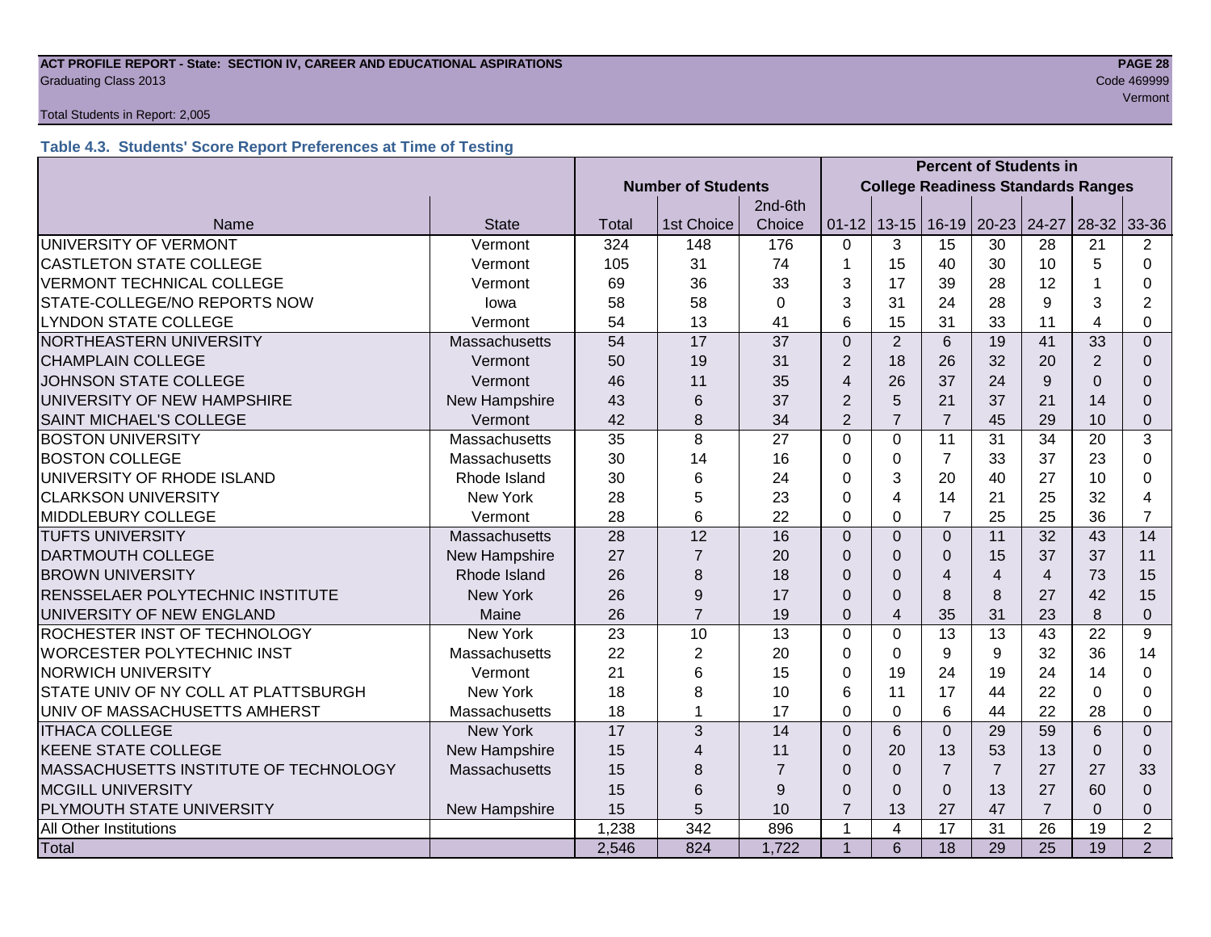**ACT PROFILE REPORT - State: SECTION IV, CAREER AND EDUCATIONAL ASPIRATIONS**
Graduating Class 2013
Code 469999
Vermont

Total Students in Report: 2,005

### Table 4.3. Students' Score Report Preferences at Time of Testing

| | | Number of Students | | | Percent of Students in College Readiness Standards Ranges | | | | | | |
|---|---|---|---|---|---|---|---|---|---|---|---|
| Name | State | Total | 1st Choice | 2nd-6th Choice | 01-12 | 13-15 | 16-19 | 20-23 | 24-27 | 28-32 | 33-36 |
| UNIVERSITY OF VERMONT | Vermont | 324 | 148 | 176 | 0 | 3 | 15 | 30 | 28 | 21 | 2 |
| CASTLETON STATE COLLEGE | Vermont | 105 | 31 | 74 | 1 | 15 | 40 | 30 | 10 | 5 | 0 |
| VERMONT TECHNICAL COLLEGE | Vermont | 69 | 36 | 33 | 3 | 17 | 39 | 28 | 12 | 1 | 0 |
| STATE-COLLEGE/NO REPORTS NOW | Iowa | 58 | 58 | 0 | 3 | 31 | 24 | 28 | 9 | 3 | 2 |
| LYNDON STATE COLLEGE | Vermont | 54 | 13 | 41 | 6 | 15 | 31 | 33 | 11 | 4 | 0 |
| NORTHEASTERN UNIVERSITY | Massachusetts | 54 | 17 | 37 | 0 | 2 | 6 | 19 | 41 | 33 | 0 |
| CHAMPLAIN COLLEGE | Vermont | 50 | 19 | 31 | 2 | 18 | 26 | 32 | 20 | 2 | 0 |
| JOHNSON STATE COLLEGE | Vermont | 46 | 11 | 35 | 4 | 26 | 37 | 24 | 9 | 0 | 0 |
| UNIVERSITY OF NEW HAMPSHIRE | New Hampshire | 43 | 6 | 37 | 2 | 5 | 21 | 37 | 21 | 14 | 0 |
| SAINT MICHAEL'S COLLEGE | Vermont | 42 | 8 | 34 | 2 | 7 | 7 | 45 | 29 | 10 | 0 |
| BOSTON UNIVERSITY | Massachusetts | 35 | 8 | 27 | 0 | 0 | 11 | 31 | 34 | 20 | 3 |
| BOSTON COLLEGE | Massachusetts | 30 | 14 | 16 | 0 | 0 | 7 | 33 | 37 | 23 | 0 |
| UNIVERSITY OF RHODE ISLAND | Rhode Island | 30 | 6 | 24 | 0 | 3 | 20 | 40 | 27 | 10 | 0 |
| CLARKSON UNIVERSITY | New York | 28 | 5 | 23 | 0 | 4 | 14 | 21 | 25 | 32 | 4 |
| MIDDLEBURY COLLEGE | Vermont | 28 | 6 | 22 | 0 | 0 | 7 | 25 | 25 | 36 | 7 |
| TUFTS UNIVERSITY | Massachusetts | 28 | 12 | 16 | 0 | 0 | 0 | 11 | 32 | 43 | 14 |
| DARTMOUTH COLLEGE | New Hampshire | 27 | 7 | 20 | 0 | 0 | 0 | 15 | 37 | 37 | 11 |
| BROWN UNIVERSITY | Rhode Island | 26 | 8 | 18 | 0 | 0 | 4 | 4 | 4 | 73 | 15 |
| RENSSELAER POLYTECHNIC INSTITUTE | New York | 26 | 9 | 17 | 0 | 0 | 8 | 8 | 27 | 42 | 15 |
| UNIVERSITY OF NEW ENGLAND | Maine | 26 | 7 | 19 | 0 | 4 | 35 | 31 | 23 | 8 | 0 |
| ROCHESTER INST OF TECHNOLOGY | New York | 23 | 10 | 13 | 0 | 0 | 13 | 13 | 43 | 22 | 9 |
| WORCESTER POLYTECHNIC INST | Massachusetts | 22 | 2 | 20 | 0 | 0 | 9 | 9 | 32 | 36 | 14 |
| NORWICH UNIVERSITY | Vermont | 21 | 6 | 15 | 0 | 19 | 24 | 19 | 24 | 14 | 0 |
| STATE UNIV OF NY COLL AT PLATTSBURGH | New York | 18 | 8 | 10 | 6 | 11 | 17 | 44 | 22 | 0 | 0 |
| UNIV OF MASSACHUSETTS AMHERST | Massachusetts | 18 | 1 | 17 | 0 | 0 | 6 | 44 | 22 | 28 | 0 |
| ITHACA COLLEGE | New York | 17 | 3 | 14 | 0 | 6 | 0 | 29 | 59 | 6 | 0 |
| KEENE STATE COLLEGE | New Hampshire | 15 | 4 | 11 | 0 | 20 | 13 | 53 | 13 | 0 | 0 |
| MASSACHUSETTS INSTITUTE OF TECHNOLOGY | Massachusetts | 15 | 8 | 7 | 0 | 0 | 7 | 7 | 27 | 27 | 33 |
| MCGILL UNIVERSITY | | 15 | 6 | 9 | 0 | 0 | 0 | 13 | 27 | 60 | 0 |
| PLYMOUTH STATE UNIVERSITY | New Hampshire | 15 | 5 | 10 | 7 | 13 | 27 | 47 | 7 | 0 | 0 |
| All Other Institutions | | 1,238 | 342 | 896 | 1 | 4 | 17 | 31 | 26 | 19 | 2 |
| Total | | 2,546 | 824 | 1,722 | 1 | 6 | 18 | 29 | 25 | 19 | 2 |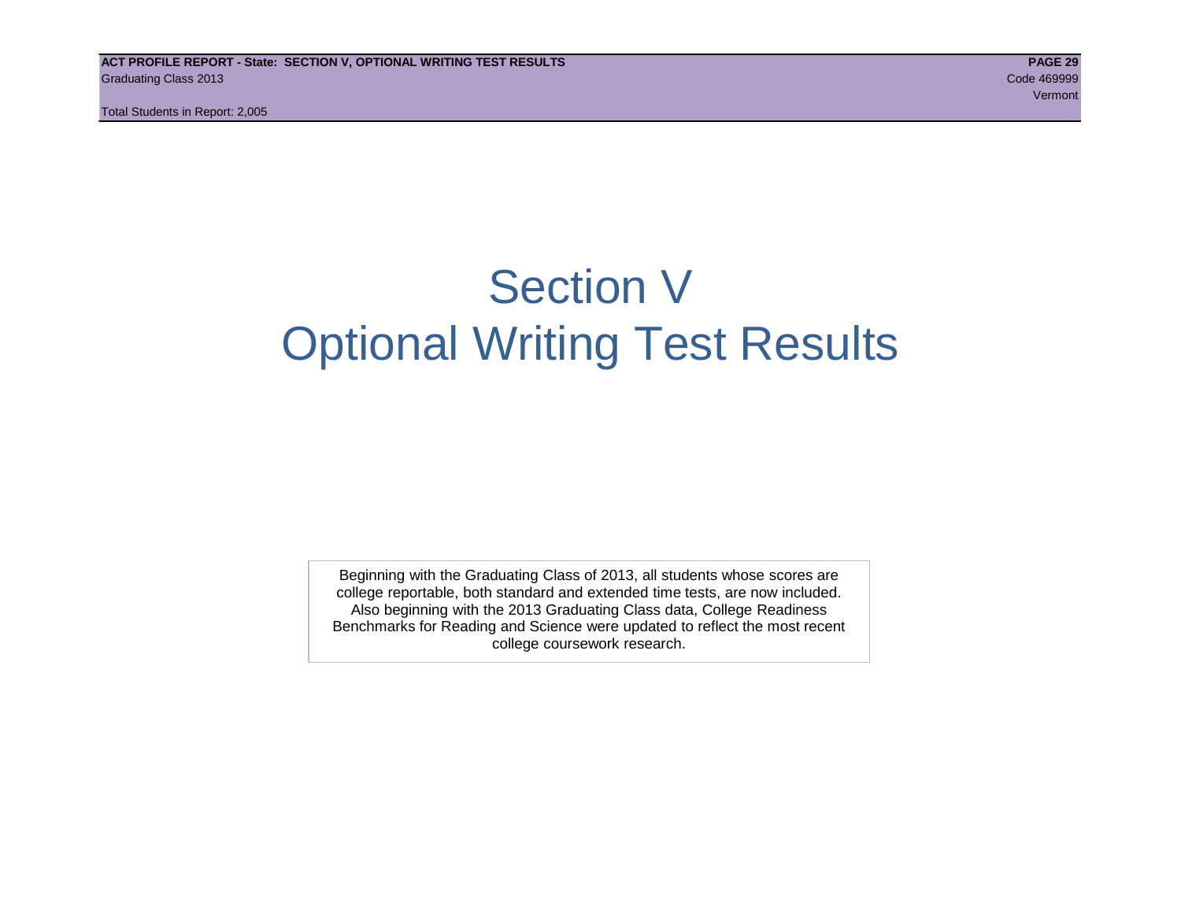# Section V
# Optional Writing Test Results

Beginning with the Graduating Class of 2013, all students whose scores are college reportable, both standard and extended time tests, are now included. Also beginning with the 2013 Graduating Class data, College Readiness Benchmarks for Reading and Science were updated to reflect the most recent college coursework research.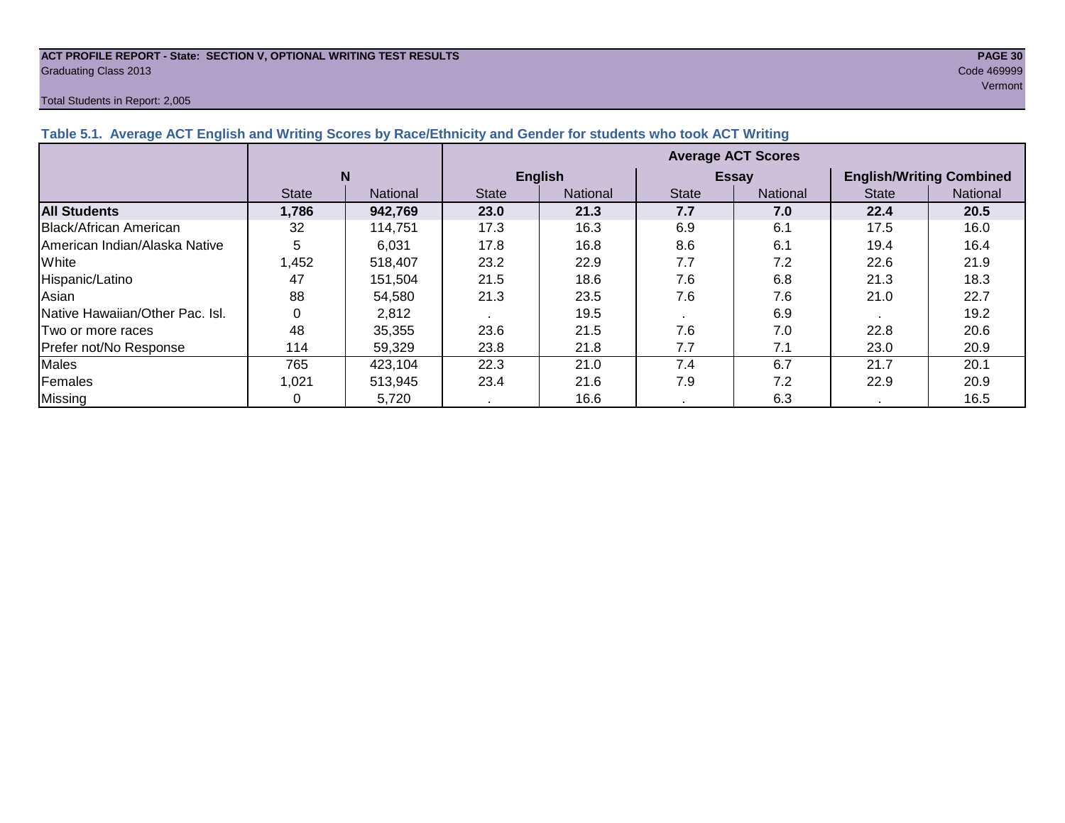ACT PROFILE REPORT - State: SECTION V, OPTIONAL WRITING TEST RESULTS

Graduating Class 2013

Code 469999

Vermont

Total Students in Report: 2,005

### Table 5.1. Average ACT English and Writing Scores by Race/Ethnicity and Gender for students who took ACT Writing

| | N | | Average ACT Scores | | | | | |
|---|---|---|---|---|---|---|---|---|
| | | | English | | Essay | | English/Writing Combined | |
| | State | National | State | National | State | National | State | National |
| **All Students** | **1,786** | **942,769** | **23.0** | **21.3** | **7.7** | **7.0** | **22.4** | **20.5** |
| Black/African American | 32 | 114,751 | 17.3 | 16.3 | 6.9 | 6.1 | 17.5 | 16.0 |
| American Indian/Alaska Native | 5 | 6,031 | 17.8 | 16.8 | 8.6 | 6.1 | 19.4 | 16.4 |
| White | 1,452 | 518,407 | 23.2 | 22.9 | 7.7 | 7.2 | 22.6 | 21.9 |
| Hispanic/Latino | 47 | 151,504 | 21.5 | 18.6 | 7.6 | 6.8 | 21.3 | 18.3 |
| Asian | 88 | 54,580 | 21.3 | 23.5 | 7.6 | 7.6 | 21.0 | 22.7 |
| Native Hawaiian/Other Pac. Isl. | 0 | 2,812 | . | 19.5 | . | 6.9 | . | 19.2 |
| Two or more races | 48 | 35,355 | 23.6 | 21.5 | 7.6 | 7.0 | 22.8 | 20.6 |
| Prefer not/No Response | 114 | 59,329 | 23.8 | 21.8 | 7.7 | 7.1 | 23.0 | 20.9 |
| Males | 765 | 423,104 | 22.3 | 21.0 | 7.4 | 6.7 | 21.7 | 20.1 |
| Females | 1,021 | 513,945 | 23.4 | 21.6 | 7.9 | 7.2 | 22.9 | 20.9 |
| Missing | 0 | 5,720 | . | 16.6 | . | 6.3 | . | 16.5 |